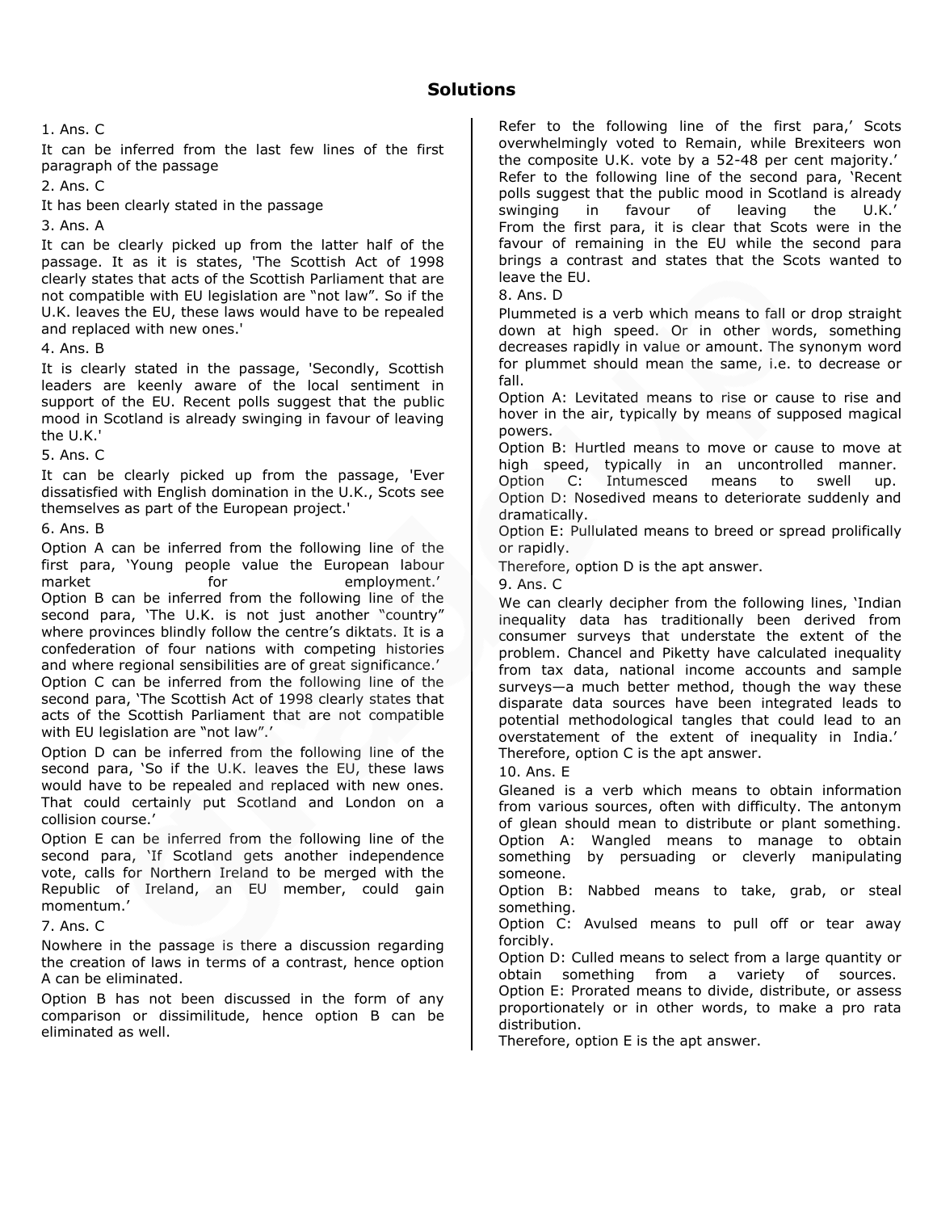# Solutions

1. Ans. C

It can be inferred from the last few lines of the first paragraph of the passage

2. Ans. C

It has been clearly stated in the passage

3. Ans. A

It can be clearly picked up from the latter half of the passage. It as it is states, 'The Scottish Act of 1998 clearly states that acts of the Scottish Parliament that are not compatible with EU legislation are "not law". So if the U.K. leaves the EU, these laws would have to be repealed and replaced with new ones.'

4. Ans. B

It is clearly stated in the passage, 'Secondly, Scottish leaders are keenly aware of the local sentiment in support of the EU. Recent polls suggest that the public mood in Scotland is already swinging in favour of leaving the U.K.'

5. Ans. C

It can be clearly picked up from the passage, 'Ever dissatisfied with English domination in the U.K., Scots see themselves as part of the European project.'

6. Ans. B

Option A can be inferred from the following line of the first para, 'Young people value the European labour market for employment.'
Option B can be inferred from the following line of the second para, 'The U.K. is not just another "country" where provinces blindly follow the centre's diktats. It is a confederation of four nations with competing histories and where regional sensibilities are of great significance.'
Option C can be inferred from the following line of the second para, 'The Scottish Act of 1998 clearly states that acts of the Scottish Parliament that are not compatible with EU legislation are "not law".'

Option D can be inferred from the following line of the second para, 'So if the U.K. leaves the EU, these laws would have to be repealed and replaced with new ones. That could certainly put Scotland and London on a collision course.'

Option E can be inferred from the following line of the second para, 'If Scotland gets another independence vote, calls for Northern Ireland to be merged with the Republic of Ireland, an EU member, could gain momentum.'

7. Ans. C

Nowhere in the passage is there a discussion regarding the creation of laws in terms of a contrast, hence option A can be eliminated.

Option B has not been discussed in the form of any comparison or dissimilitude, hence option B can be eliminated as well.

Refer to the following line of the first para,' Scots overwhelmingly voted to Remain, while Brexiteers won the composite U.K. vote by a 52-48 per cent majority.'
Refer to the following line of the second para, 'Recent polls suggest that the public mood in Scotland is already swinging in favour of leaving the U.K.'
From the first para, it is clear that Scots were in the favour of remaining in the EU while the second para brings a contrast and states that the Scots wanted to leave the EU.

8. Ans. D

Plummeted is a verb which means to fall or drop straight down at high speed. Or in other words, something decreases rapidly in value or amount. The synonym word for plummet should mean the same, i.e. to decrease or fall.
Option A: Levitated means to rise or cause to rise and hover in the air, typically by means of supposed magical powers.
Option B: Hurtled means to move or cause to move at high speed, typically in an uncontrolled manner.
Option C: Intumesced means to swell up.
Option D: Nosedived means to deteriorate suddenly and dramatically.
Option E: Pullulated means to breed or spread prolifically or rapidly.
Therefore, option D is the apt answer.

9. Ans. C

We can clearly decipher from the following lines, 'Indian inequality data has traditionally been derived from consumer surveys that understate the extent of the problem. Chancel and Piketty have calculated inequality from tax data, national income accounts and sample surveys—a much better method, though the way these disparate data sources have been integrated leads to potential methodological tangles that could lead to an overstatement of the extent of inequality in India.'
Therefore, option C is the apt answer.

10. Ans. E

Gleaned is a verb which means to obtain information from various sources, often with difficulty. The antonym of glean should mean to distribute or plant something.
Option A: Wangled means to manage to obtain something by persuading or cleverly manipulating someone.
Option B: Nabbed means to take, grab, or steal something.
Option C: Avulsed means to pull off or tear away forcibly.
Option D: Culled means to select from a large quantity or obtain something from a variety of sources.
Option E: Prorated means to divide, distribute, or assess proportionately or in other words, to make a pro rata distribution.
Therefore, option E is the apt answer.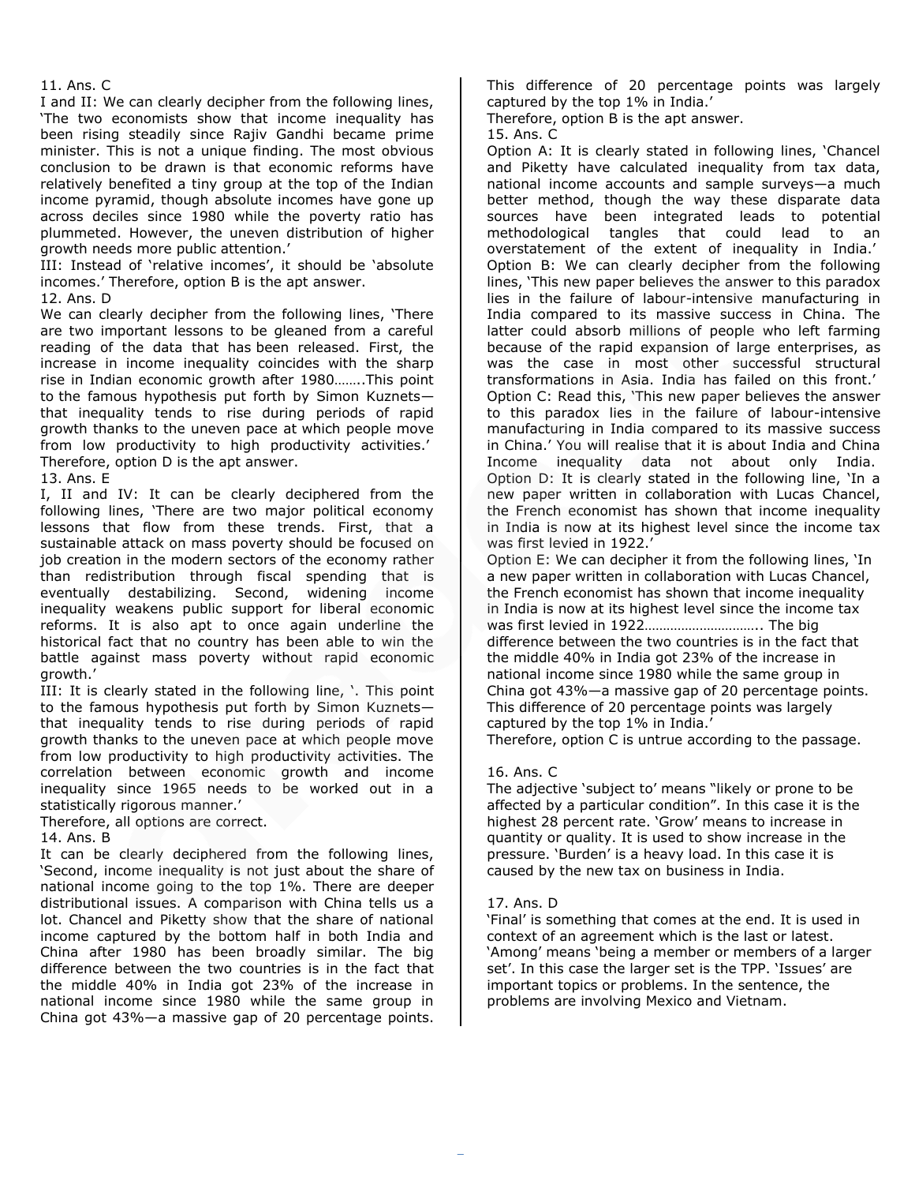11. Ans. C

I and II: We can clearly decipher from the following lines, 'The two economists show that income inequality has been rising steadily since Rajiv Gandhi became prime minister. This is not a unique finding. The most obvious conclusion to be drawn is that economic reforms have relatively benefited a tiny group at the top of the Indian income pyramid, though absolute incomes have gone up across deciles since 1980 while the poverty ratio has plummeted. However, the uneven distribution of higher growth needs more public attention.'

III: Instead of 'relative incomes', it should be 'absolute incomes.' Therefore, option B is the apt answer.

12. Ans. D

We can clearly decipher from the following lines, 'There are two important lessons to be gleaned from a careful reading of the data that has been released. First, the increase in income inequality coincides with the sharp rise in Indian economic growth after 1980……..This point to the famous hypothesis put forth by Simon Kuznets—that inequality tends to rise during periods of rapid growth thanks to the uneven pace at which people move from low productivity to high productivity activities.' Therefore, option D is the apt answer.

13. Ans. E

I, II and IV: It can be clearly deciphered from the following lines, 'There are two major political economy lessons that flow from these trends. First, that a sustainable attack on mass poverty should be focused on job creation in the modern sectors of the economy rather than redistribution through fiscal spending that is eventually destabilizing. Second, widening income inequality weakens public support for liberal economic reforms. It is also apt to once again underline the historical fact that no country has been able to win the battle against mass poverty without rapid economic growth.'

III: It is clearly stated in the following line, '. This point to the famous hypothesis put forth by Simon Kuznets—that inequality tends to rise during periods of rapid growth thanks to the uneven pace at which people move from low productivity to high productivity activities. The correlation between economic growth and income inequality since 1965 needs to be worked out in a statistically rigorous manner.'

Therefore, all options are correct.

14. Ans. B

It can be clearly deciphered from the following lines, 'Second, income inequality is not just about the share of national income going to the top 1%. There are deeper distributional issues. A comparison with China tells us a lot. Chancel and Piketty show that the share of national income captured by the bottom half in both India and China after 1980 has been broadly similar. The big difference between the two countries is in the fact that the middle 40% in India got 23% of the increase in national income since 1980 while the same group in China got 43%—a massive gap of 20 percentage points. This difference of 20 percentage points was largely captured by the top 1% in India.'

Therefore, option B is the apt answer.

15. Ans. C

Option A: It is clearly stated in following lines, 'Chancel and Piketty have calculated inequality from tax data, national income accounts and sample surveys—a much better method, though the way these disparate data sources have been integrated leads to potential methodological tangles that could lead to an overstatement of the extent of inequality in India.'

Option B: We can clearly decipher from the following lines, 'This new paper believes the answer to this paradox lies in the failure of labour-intensive manufacturing in India compared to its massive success in China. The latter could absorb millions of people who left farming because of the rapid expansion of large enterprises, as was the case in most other successful structural transformations in Asia. India has failed on this front.'

Option C: Read this, 'This new paper believes the answer to this paradox lies in the failure of labour-intensive manufacturing in India compared to its massive success in China.' You will realise that it is about India and China Income inequality data not about only India.

Option D: It is clearly stated in the following line, 'In a new paper written in collaboration with Lucas Chancel, the French economist has shown that income inequality in India is now at its highest level since the income tax was first levied in 1922.'

Option E: We can decipher it from the following lines, 'In a new paper written in collaboration with Lucas Chancel, the French economist has shown that income inequality in India is now at its highest level since the income tax was first levied in 1922………………………….. The big difference between the two countries is in the fact that the middle 40% in India got 23% of the increase in national income since 1980 while the same group in China got 43%—a massive gap of 20 percentage points. This difference of 20 percentage points was largely captured by the top 1% in India.'

Therefore, option C is untrue according to the passage.

16. Ans. C

The adjective 'subject to' means "likely or prone to be affected by a particular condition". In this case it is the highest 28 percent rate. 'Grow' means to increase in quantity or quality. It is used to show increase in the pressure. 'Burden' is a heavy load. In this case it is caused by the new tax on business in India.

17. Ans. D

'Final' is something that comes at the end. It is used in context of an agreement which is the last or latest. 'Among' means 'being a member or members of a larger set'. In this case the larger set is the TPP. 'Issues' are important topics or problems. In the sentence, the problems are involving Mexico and Vietnam.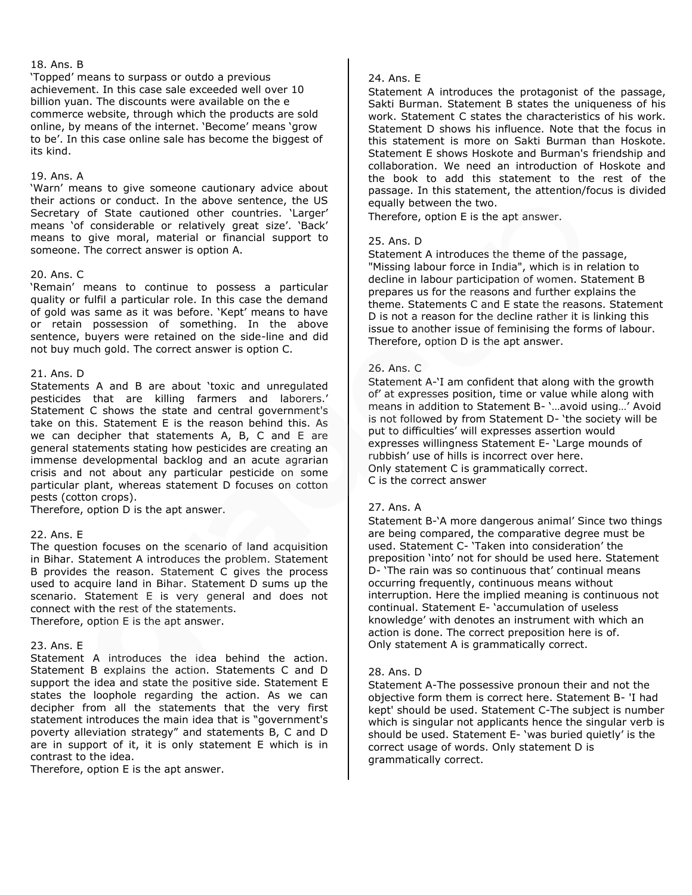18. Ans. B

'Topped' means to surpass or outdo a previous achievement. In this case sale exceeded well over 10 billion yuan. The discounts were available on the e commerce website, through which the products are sold online, by means of the internet. 'Become' means 'grow to be'. In this case online sale has become the biggest of its kind.

19. Ans. A

'Warn' means to give someone cautionary advice about their actions or conduct. In the above sentence, the US Secretary of State cautioned other countries. 'Larger' means 'of considerable or relatively great size'. 'Back' means to give moral, material or financial support to someone. The correct answer is option A.

20. Ans. C

'Remain' means to continue to possess a particular quality or fulfil a particular role. In this case the demand of gold was same as it was before. 'Kept' means to have or retain possession of something. In the above sentence, buyers were retained on the side-line and did not buy much gold. The correct answer is option C.

21. Ans. D

Statements A and B are about 'toxic and unregulated pesticides that are killing farmers and laborers.' Statement C shows the state and central government's take on this. Statement E is the reason behind this. As we can decipher that statements A, B, C and E are general statements stating how pesticides are creating an immense developmental backlog and an acute agrarian crisis and not about any particular pesticide on some particular plant, whereas statement D focuses on cotton pests (cotton crops).

Therefore, option D is the apt answer.

22. Ans. E

The question focuses on the scenario of land acquisition in Bihar. Statement A introduces the problem. Statement B provides the reason. Statement C gives the process used to acquire land in Bihar. Statement D sums up the scenario. Statement E is very general and does not connect with the rest of the statements.

Therefore, option E is the apt answer.

23. Ans. E

Statement A introduces the idea behind the action. Statement B explains the action. Statements C and D support the idea and state the positive side. Statement E states the loophole regarding the action. As we can decipher from all the statements that the very first statement introduces the main idea that is "government's poverty alleviation strategy" and statements B, C and D are in support of it, it is only statement E which is in contrast to the idea.

Therefore, option E is the apt answer.

24. Ans. E

Statement A introduces the protagonist of the passage, Sakti Burman. Statement B states the uniqueness of his work. Statement C states the characteristics of his work. Statement D shows his influence. Note that the focus in this statement is more on Sakti Burman than Hoskote. Statement E shows Hoskote and Burman's friendship and collaboration. We need an introduction of Hoskote and the book to add this statement to the rest of the passage. In this statement, the attention/focus is divided equally between the two.

Therefore, option E is the apt answer.

25. Ans. D

Statement A introduces the theme of the passage, "Missing labour force in India", which is in relation to decline in labour participation of women. Statement B prepares us for the reasons and further explains the theme. Statements C and E state the reasons. Statement D is not a reason for the decline rather it is linking this issue to another issue of feminising the forms of labour. Therefore, option D is the apt answer.

26. Ans. C

Statement A-'I am confident that along with the growth of' at expresses position, time or value while along with means in addition to Statement B- '…avoid using…' Avoid is not followed by from Statement D- 'the society will be put to difficulties' will expresses assertion would expresses willingness Statement E- 'Large mounds of rubbish' use of hills is incorrect over here.

Only statement C is grammatically correct.

C is the correct answer

27. Ans. A

Statement B-'A more dangerous animal' Since two things are being compared, the comparative degree must be used. Statement C- 'Taken into consideration' the preposition 'into' not for should be used here. Statement D- 'The rain was so continuous that' continual means occurring frequently, continuous means without interruption. Here the implied meaning is continuous not continual. Statement E- 'accumulation of useless knowledge' with denotes an instrument with which an action is done. The correct preposition here is of.

Only statement A is grammatically correct.

28. Ans. D

Statement A-The possessive pronoun their and not the objective form them is correct here. Statement B- 'I had kept' should be used. Statement C-The subject is number which is singular not applicants hence the singular verb is should be used. Statement E- 'was buried quietly' is the correct usage of words. Only statement D is grammatically correct.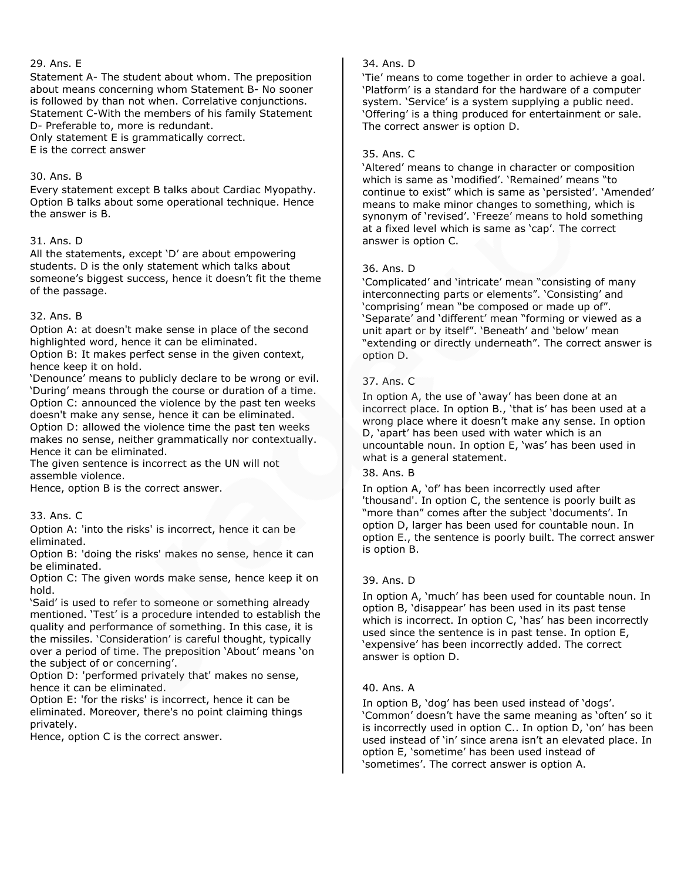29. Ans. E

Statement A- The student about whom. The preposition about means concerning whom Statement B- No sooner is followed by than not when. Correlative conjunctions. Statement C-With the members of his family Statement D- Preferable to, more is redundant.

Only statement E is grammatically correct.

E is the correct answer

30. Ans. B

Every statement except B talks about Cardiac Myopathy. Option B talks about some operational technique. Hence the answer is B.

31. Ans. D

All the statements, except 'D' are about empowering students. D is the only statement which talks about someone's biggest success, hence it doesn't fit the theme of the passage.

32. Ans. B

Option A: at doesn't make sense in place of the second highlighted word, hence it can be eliminated.

Option B: It makes perfect sense in the given context, hence keep it on hold.

'Denounce' means to publicly declare to be wrong or evil. 'During' means through the course or duration of a time.

Option C: announced the violence by the past ten weeks doesn't make any sense, hence it can be eliminated.

Option D: allowed the violence time the past ten weeks makes no sense, neither grammatically nor contextually. Hence it can be eliminated.

The given sentence is incorrect as the UN will not assemble violence.

Hence, option B is the correct answer.

33. Ans. C

Option A: 'into the risks' is incorrect, hence it can be eliminated.

Option B: 'doing the risks' makes no sense, hence it can be eliminated.

Option C: The given words make sense, hence keep it on hold.

'Said' is used to refer to someone or something already mentioned. 'Test' is a procedure intended to establish the quality and performance of something. In this case, it is the missiles. 'Consideration' is careful thought, typically over a period of time. The preposition 'About' means 'on the subject of or concerning'.

Option D: 'performed privately that' makes no sense, hence it can be eliminated.

Option E: 'for the risks' is incorrect, hence it can be eliminated. Moreover, there's no point claiming things privately.

Hence, option C is the correct answer.

34. Ans. D

'Tie' means to come together in order to achieve a goal. 'Platform' is a standard for the hardware of a computer system. 'Service' is a system supplying a public need. 'Offering' is a thing produced for entertainment or sale. The correct answer is option D.

35. Ans. C

'Altered' means to change in character or composition which is same as 'modified'. 'Remained' means "to continue to exist" which is same as 'persisted'. 'Amended' means to make minor changes to something, which is synonym of 'revised'. 'Freeze' means to hold something at a fixed level which is same as 'cap'. The correct answer is option C.

36. Ans. D

'Complicated' and 'intricate' mean "consisting of many interconnecting parts or elements". 'Consisting' and 'comprising' mean "be composed or made up of". 'Separate' and 'different' mean "forming or viewed as a unit apart or by itself". 'Beneath' and 'below' mean "extending or directly underneath". The correct answer is option D.

37. Ans. C

In option A, the use of 'away' has been done at an incorrect place. In option B., 'that is' has been used at a wrong place where it doesn't make any sense. In option D, 'apart' has been used with water which is an uncountable noun. In option E, 'was' has been used in what is a general statement.

38. Ans. B

In option A, 'of' has been incorrectly used after 'thousand'. In option C, the sentence is poorly built as "more than" comes after the subject 'documents'. In option D, larger has been used for countable noun. In option E., the sentence is poorly built. The correct answer is option B.

39. Ans. D

In option A, 'much' has been used for countable noun. In option B, 'disappear' has been used in its past tense which is incorrect. In option C, 'has' has been incorrectly used since the sentence is in past tense. In option E, 'expensive' has been incorrectly added. The correct answer is option D.

40. Ans. A

In option B, 'dog' has been used instead of 'dogs'. 'Common' doesn't have the same meaning as 'often' so it is incorrectly used in option C.. In option D, 'on' has been used instead of 'in' since arena isn't an elevated place. In option E, 'sometime' has been used instead of 'sometimes'. The correct answer is option A.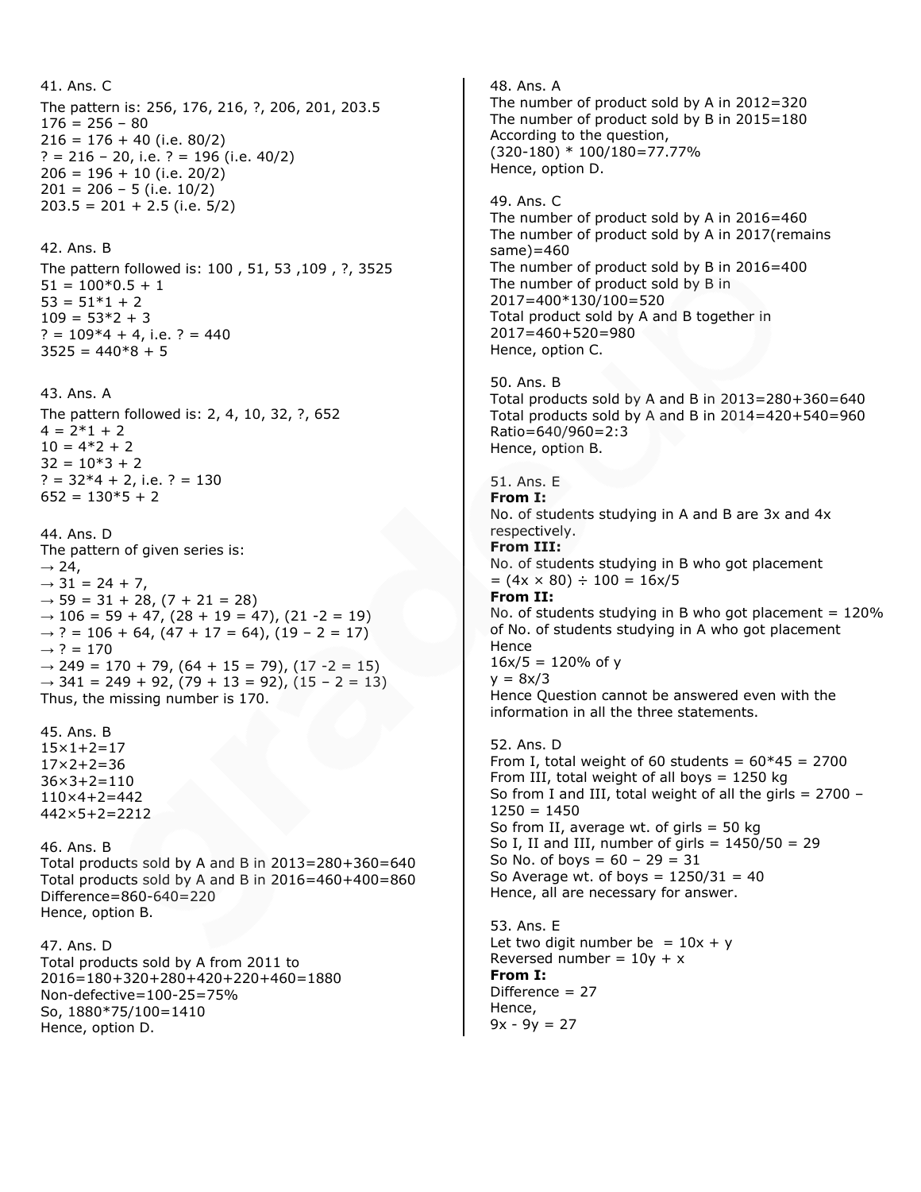41. Ans. C

The pattern is: 256, 176, 216, ?, 206, 201, 203.5

$176 = 256 - 80$

$216 = 176 + 40$ (i.e. 80/2)

? = 216 – 20, i.e. ? = 196 (i.e. 40/2)

$206 = 196 + 10$ (i.e. 20/2)

$201 = 206 - 5$ (i.e. 10/2)

$203.5 = 201 + 2.5$ (i.e. 5/2)

42. Ans. B

The pattern followed is: 100 , 51, 53 ,109 , ?, 3525

$51 = 100*0.5 + 1$

$53 = 51*1 + 2$

$109 = 53*2 + 3$

? = 109*4 + 4, i.e. ? = 440

$3525 = 440*8 + 5$

43. Ans. A

The pattern followed is: 2, 4, 10, 32, ?, 652

$4 = 2*1 + 2$

$10 = 4*2 + 2$

$32 = 10*3 + 2$

? = 32*4 + 2, i.e. ? = 130

$652 = 130*5 + 2$

44. Ans. D

The pattern of given series is:

→ 24,

→ 31 = 24 + 7,

→ 59 = 31 + 28, (7 + 21 = 28)

→ 106 = 59 + 47, (28 + 19 = 47), (21 -2 = 19)

→ ? = 106 + 64, (47 + 17 = 64), (19 – 2 = 17)

→ ? = 170

→ 249 = 170 + 79, (64 + 15 = 79), (17 -2 = 15)

→ 341 = 249 + 92, (79 + 13 = 92), (15 – 2 = 13)

Thus, the missing number is 170.

45. Ans. B

$15\times1+2=17$

$17\times2+2=36$

$36\times3+2=110$

$110\times4+2=442$

$442\times5+2=2212$

46. Ans. B

Total products sold by A and B in 2013=280+360=640

Total products sold by A and B in 2016=460+400=860

Difference=860-640=220

Hence, option B.

47. Ans. D

Total products sold by A from 2011 to 2016=180+320+280+420+220+460=1880

Non-defective=100-25=75%

So, 1880*75/100=1410

Hence, option D.

48. Ans. A

The number of product sold by A in 2012=320

The number of product sold by B in 2015=180

According to the question,

(320-180) * 100/180=77.77%

Hence, option D.

49. Ans. C

The number of product sold by A in 2016=460

The number of product sold by A in 2017(remains same)=460

The number of product sold by B in 2016=400

The number of product sold by B in 2017=400*130/100=520

Total product sold by A and B together in 2017=460+520=980

Hence, option C.

50. Ans. B

Total products sold by A and B in 2013=280+360=640

Total products sold by A and B in 2014=420+540=960

Ratio=640/960=2:3

Hence, option B.

51. Ans. E

**From I:**

No. of students studying in A and B are 3x and 4x respectively.

**From III:**

No. of students studying in B who got placement

$= (4x \times 80) \div 100 = 16x/5$

**From II:**

No. of students studying in B who got placement = 120% of No. of students studying in A who got placement

Hence

$16x/5 = 120\%$ of y

$y = 8x/3$

Hence Question cannot be answered even with the information in all the three statements.

52. Ans. D

From I, total weight of 60 students = 60*45 = 2700

From III, total weight of all boys = 1250 kg

So from I and III, total weight of all the girls = 2700 – 1250 = 1450

So from II, average wt. of girls = 50 kg

So I, II and III, number of girls = 1450/50 = 29

So No. of boys = 60 – 29 = 31

So Average wt. of boys = 1250/31 = 40

Hence, all are necessary for answer.

53. Ans. E

Let two digit number be $= 10x + y$

Reversed number = $10y + x$

**From I:**

Difference = 27

Hence,

$9x - 9y = 27$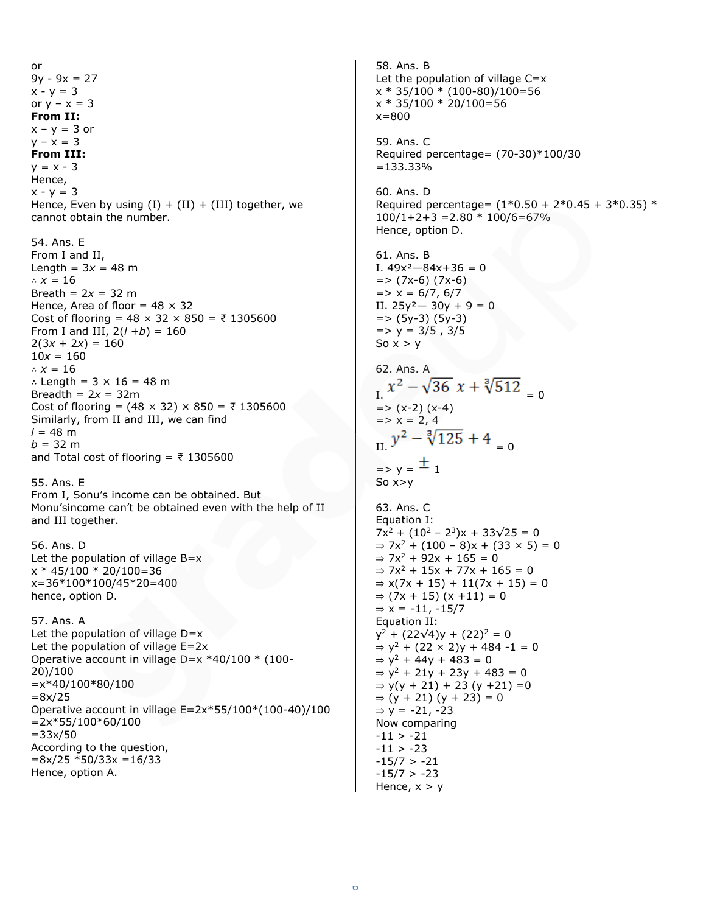or
$9y - 9x = 27$
$x - y = 3$
or $y - x = 3$
**From II:**
$x - y = 3$ or
$y - x = 3$
**From III:**
$y = x - 3$
Hence,
$x - y = 3$
Hence, Even by using (I) + (II) + (III) together, we cannot obtain the number.

54. Ans. E
From I and II,
Length = $3x$ = 48 m
$\therefore x = 16$
Breath = $2x$ = 32 m
Hence, Area of floor = 48 × 32
Cost of flooring = 48 × 32 × 850 = ₹ 1305600
From I and III, $2(l + b) = 160$
$2(3x + 2x) = 160$
$10x = 160$
$\therefore x = 16$
$\therefore$ Length = 3 × 16 = 48 m
Breadth = $2x$ = 32m
Cost of flooring = (48 × 32) × 850 = ₹ 1305600
Similarly, from II and III, we can find
$l$ = 48 m
$b$ = 32 m
and Total cost of flooring = ₹ 1305600

55. Ans. E
From I, Sonu's income can be obtained. But Monu'sincome can't be obtained even with the help of II and III together.

56. Ans. D
Let the population of village B=x
x * 45/100 * 20/100=36
x=36*100*100/45*20=400
hence, option D.

57. Ans. A
Let the population of village D=x
Let the population of village E=2x
Operative account in village D=x *40/100 * (100-20)/100
=x*40/100*80/100
=8x/25
Operative account in village E=2x*55/100*(100-40)/100
=2x*55/100*60/100
=33x/50
According to the question,
=8x/25 *50/33x =16/33
Hence, option A.

58. Ans. B
Let the population of village C=x
x * 35/100 * (100-80)/100=56
x * 35/100 * 20/100=56
x=800

59. Ans. C
Required percentage= (70-30)*100/30
=133.33%

60. Ans. D
Required percentage= (1*0.50 + 2*0.45 + 3*0.35) * 100/1+2+3 =2.80 * 100/6=67%
Hence, option D.

61. Ans. B
I. $49x^2 - 84x + 36 = 0$
=> (7x-6) (7x-6)
=> x = 6/7, 6/7
II. $25y^2 - 30y + 9 = 0$
=> (5y-3) (5y-3)
=> y = 3/5 , 3/5
So x > y

62. Ans. A
I. $x^2 - \sqrt{36}\,x + \sqrt[3]{512} = 0$
=> (x-2) (x-4)
=> x = 2, 4
II. $y^2 - \sqrt[3]{125} + 4 = 0$
=> y = $\pm$ 1
So x>y

63. Ans. C
Equation I:
$7x^2 + (10^2 - 2^3)x + 33\sqrt{25} = 0$
$\Rightarrow 7x^2 + (100 - 8)x + (33 \times 5) = 0$
$\Rightarrow 7x^2 + 92x + 165 = 0$
$\Rightarrow 7x^2 + 15x + 77x + 165 = 0$
$\Rightarrow x(7x + 15) + 11(7x + 15) = 0$
$\Rightarrow (7x + 15)(x + 11) = 0$
$\Rightarrow x = -11, -15/7$
Equation II:
$y^2 + (22\sqrt{4})y + (22)^2 = 0$
$\Rightarrow y^2 + (22 \times 2)y + 484 - 1 = 0$
$\Rightarrow y^2 + 44y + 483 = 0$
$\Rightarrow y^2 + 21y + 23y + 483 = 0$
$\Rightarrow y(y + 21) + 23(y + 21) = 0$
$\Rightarrow (y + 21)(y + 23) = 0$
$\Rightarrow y = -21, -23$
Now comparing
-11 > -21
-11 > -23
-15/7 > -21
-15/7 > -23
Hence, x > y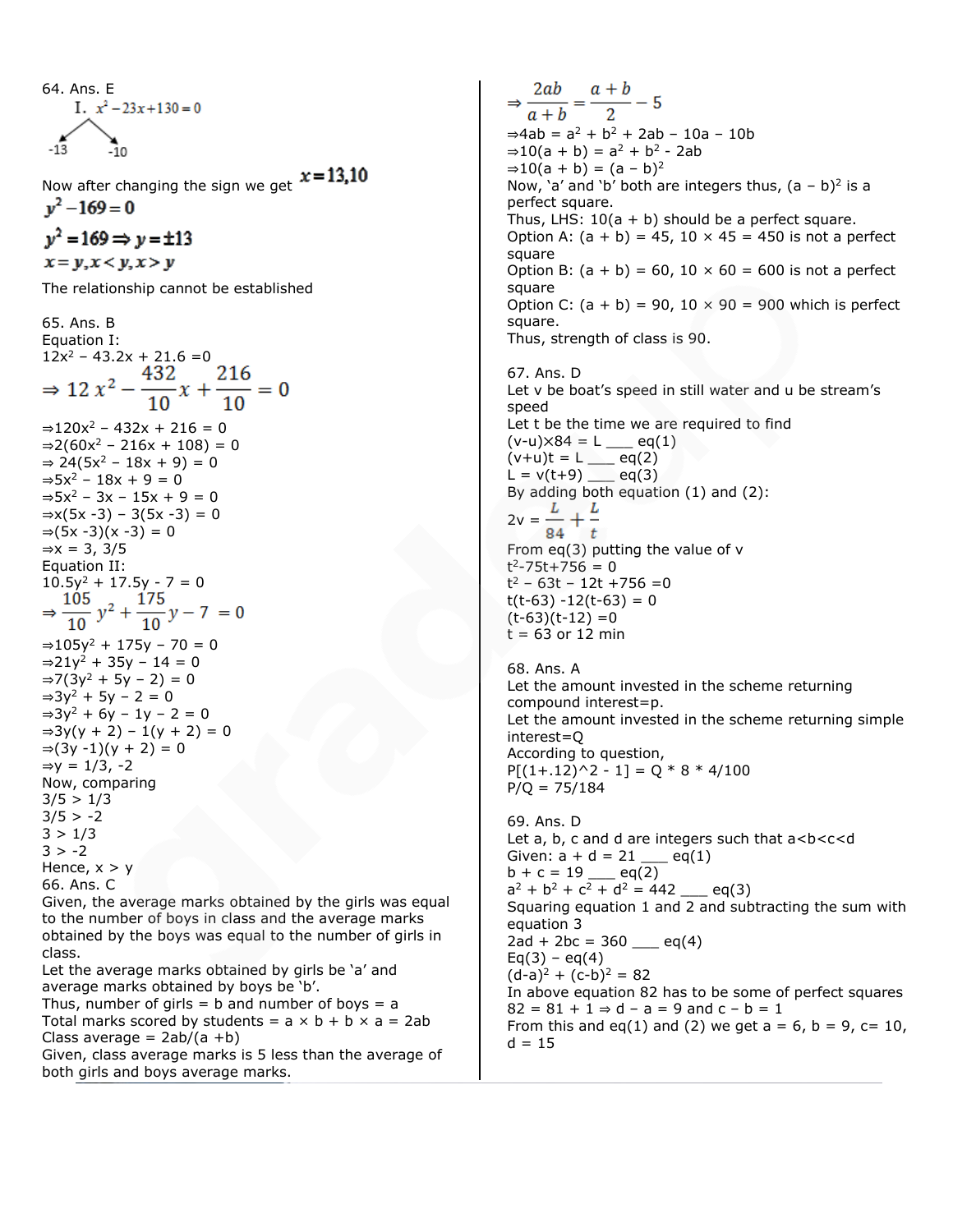64. Ans. E

I. $x^2 - 23x + 130 = 0$

-13   -10

Now after changing the sign we get $x = 13, 10$

$y^2 - 169 = 0$

$y^2 = 169 \Rightarrow y = \pm 13$

$x = y, x < y, x > y$

The relationship cannot be established

65. Ans. B

Equation I:

$12x^2 - 43.2x + 21.6 = 0$

$$\Rightarrow 12x^2 - \frac{432}{10}x + \frac{216}{10} = 0$$

$\Rightarrow 120x^2 - 432x + 216 = 0$

$\Rightarrow 2(60x^2 - 216x + 108) = 0$

$\Rightarrow 24(5x^2 - 18x + 9) = 0$

$\Rightarrow 5x^2 - 18x + 9 = 0$

$\Rightarrow 5x^2 - 3x - 15x + 9 = 0$

$\Rightarrow x(5x - 3) - 3(5x - 3) = 0$

$\Rightarrow (5x - 3)(x - 3) = 0$

$\Rightarrow x = 3, 3/5$

Equation II:

$10.5y^2 + 17.5y - 7 = 0$

$$\Rightarrow \frac{105}{10}y^2 + \frac{175}{10}y - 7 = 0$$

$\Rightarrow 105y^2 + 175y - 70 = 0$

$\Rightarrow 21y^2 + 35y - 14 = 0$

$\Rightarrow 7(3y^2 + 5y - 2) = 0$

$\Rightarrow 3y^2 + 5y - 2 = 0$

$\Rightarrow 3y^2 + 6y - 1y - 2 = 0$

$\Rightarrow 3y(y + 2) - 1(y + 2) = 0$

$\Rightarrow (3y - 1)(y + 2) = 0$

$\Rightarrow y = 1/3, -2$

Now, comparing

$3/5 > 1/3$

$3/5 > -2$

$3 > 1/3$

$3 > -2$

Hence, $x > y$

66. Ans. C

Given, the average marks obtained by the girls was equal to the number of boys in class and the average marks obtained by the boys was equal to the number of girls in class.

Let the average marks obtained by girls be 'a' and average marks obtained by boys be 'b'.

Thus, number of girls = b and number of boys = a

Total marks scored by students = a × b + b × a = 2ab

Class average = 2ab/(a + b)

Given, class average marks is 5 less than the average of both girls and boys average marks.

$$\Rightarrow \frac{2ab}{a+b} = \frac{a+b}{2} - 5$$

$\Rightarrow 4ab = a^2 + b^2 + 2ab - 10a - 10b$

$\Rightarrow 10(a + b) = a^2 + b^2 - 2ab$

$\Rightarrow 10(a + b) = (a - b)^2$

Now, 'a' and 'b' both are integers thus, $(a - b)^2$ is a perfect square.

Thus, LHS: 10(a + b) should be a perfect square.

Option A: (a + b) = 45, 10 × 45 = 450 is not a perfect square

Option B: (a + b) = 60, 10 × 60 = 600 is not a perfect square

Option C: (a + b) = 90, 10 × 90 = 900 which is perfect square.

Thus, strength of class is 90.

67. Ans. D

Let v be boat's speed in still water and u be stream's speed

Let t be the time we are required to find

$(v-u) \times 84 = L$ ___ eq(1)

$(v+u)t = L$ ___ eq(2)

$L = v(t+9)$ ___ eq(3)

By adding both equation (1) and (2):

$$2v = \frac{L}{84} + \frac{L}{t}$$

From eq(3) putting the value of v

$t^2 - 75t + 756 = 0$

$t^2 - 63t - 12t + 756 = 0$

$t(t-63) - 12(t-63) = 0$

$(t-63)(t-12) = 0$

t = 63 or 12 min

68. Ans. A

Let the amount invested in the scheme returning compound interest=p.

Let the amount invested in the scheme returning simple interest=Q

According to question,

P[(1+.12)^2 - 1] = Q * 8 * 4/100

P/Q = 75/184

69. Ans. D

Let a, b, c and d are integers such that a<b<c<d

Given: a + d = 21 ___ eq(1)

b + c = 19 ___ eq(2)

$a^2 + b^2 + c^2 + d^2 = 442$ ___ eq(3)

Squaring equation 1 and 2 and subtracting the sum with equation 3

2ad + 2bc = 360 ___ eq(4)

Eq(3) – eq(4)

$(d-a)^2 + (c-b)^2 = 82$

In above equation 82 has to be some of perfect squares

$82 = 81 + 1 \Rightarrow d - a = 9$ and $c - b = 1$

From this and eq(1) and (2) we get a = 6, b = 9, c= 10, d = 15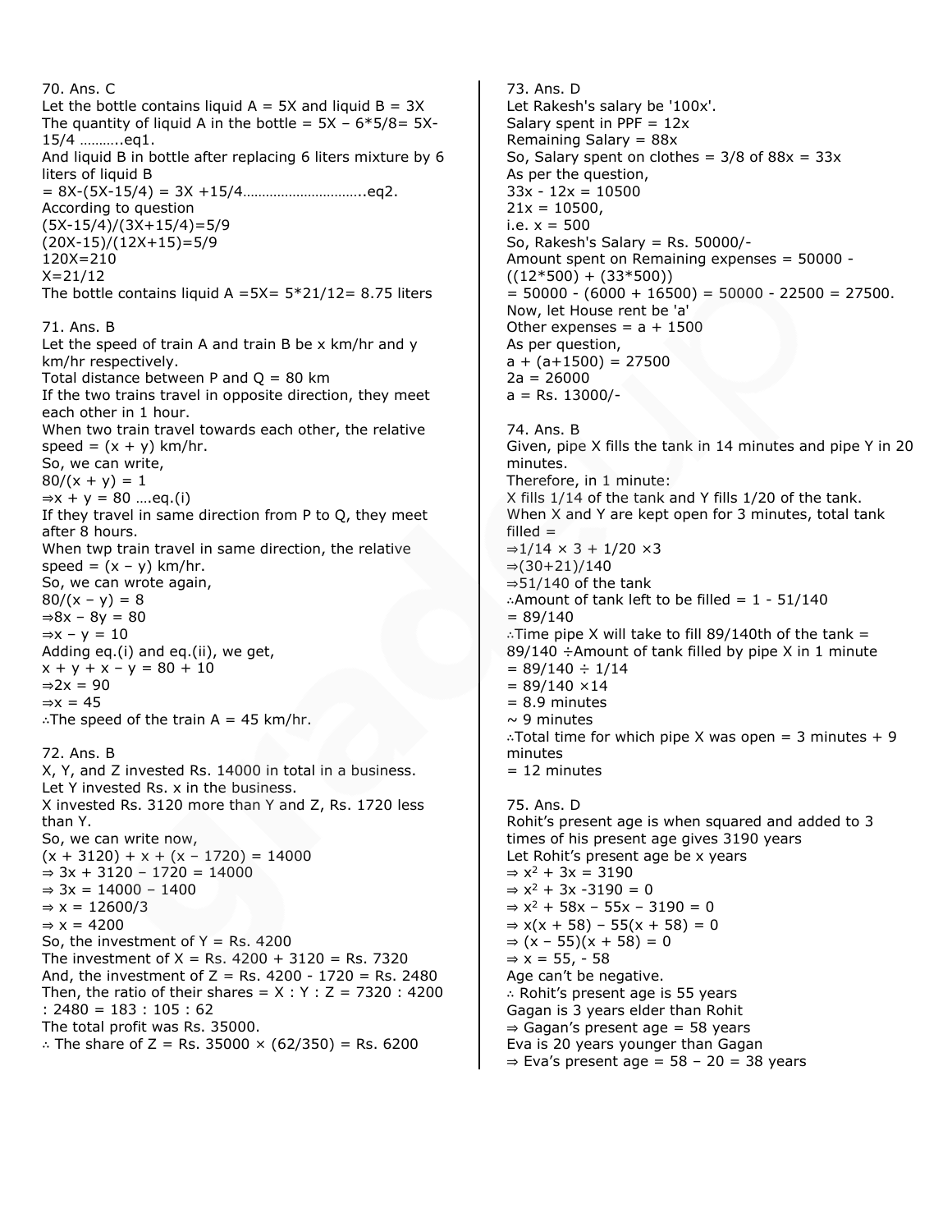70. Ans. C

Let the bottle contains liquid A = 5X and liquid B = 3X

The quantity of liquid A in the bottle = $5X - 6*5/8 = 5X - 15/4$ ………..eq1.

And liquid B in bottle after replacing 6 liters mixture by 6 liters of liquid B

$= 8X-(5X-15/4) = 3X + 15/4$…………………………..eq2.

According to question

$(5X-15/4)/(3X+15/4)=5/9$

$(20X-15)/(12X+15)=5/9$

$120X=210$

$X=21/12$

The bottle contains liquid A $=5X= 5*21/12= 8.75$ liters

71. Ans. B

Let the speed of train A and train B be x km/hr and y km/hr respectively.

Total distance between P and Q = 80 km

If the two trains travel in opposite direction, they meet each other in 1 hour.

When two train travel towards each other, the relative speed = (x + y) km/hr.

So, we can write,

$80/(x + y) = 1$

$\Rightarrow x + y = 80$ ….eq.(i)

If they travel in same direction from P to Q, they meet after 8 hours.

When twp train travel in same direction, the relative speed = (x – y) km/hr.

So, we can wrote again,

$80/(x - y) = 8$

$\Rightarrow 8x - 8y = 80$

$\Rightarrow x - y = 10$

Adding eq.(i) and eq.(ii), we get,

$x + y + x - y = 80 + 10$

$\Rightarrow 2x = 90$

$\Rightarrow x = 45$

∴The speed of the train A = 45 km/hr.

72. Ans. B

X, Y, and Z invested Rs. 14000 in total in a business.

Let Y invested Rs. x in the business.

X invested Rs. 3120 more than Y and Z, Rs. 1720 less than Y.

So, we can write now,

$(x + 3120) + x + (x - 1720) = 14000$

$\Rightarrow 3x + 3120 - 1720 = 14000$

$\Rightarrow 3x = 14000 - 1400$

$\Rightarrow x = 12600/3$

$\Rightarrow x = 4200$

So, the investment of Y = Rs. 4200

The investment of X = Rs. 4200 + 3120 = Rs. 7320

And, the investment of Z = Rs. 4200 - 1720 = Rs. 2480

Then, the ratio of their shares = X : Y : Z = 7320 : 4200 : 2480 = 183 : 105 : 62

The total profit was Rs. 35000.

∴ The share of Z = Rs. 35000 × (62/350) = Rs. 6200

73. Ans. D

Let Rakesh's salary be '100x'.

Salary spent in PPF = 12x

Remaining Salary = 88x

So, Salary spent on clothes = 3/8 of 88x = 33x

As per the question,

$33x - 12x = 10500$

$21x = 10500$,

i.e. $x = 500$

So, Rakesh's Salary = Rs. 50000/-

Amount spent on Remaining expenses = 50000 - ((12*500) + (33*500))

= 50000 - (6000 + 16500) = 50000 - 22500 = 27500.

Now, let House rent be 'a'

Other expenses = a + 1500

As per question,

$a + (a+1500) = 27500$

$2a = 26000$

a = Rs. 13000/-

74. Ans. B

Given, pipe X fills the tank in 14 minutes and pipe Y in 20 minutes.

Therefore, in 1 minute:

X fills 1/14 of the tank and Y fills 1/20 of the tank.

When X and Y are kept open for 3 minutes, total tank filled =

$\Rightarrow 1/14 \times 3 + 1/20 \times 3$

$\Rightarrow (30+21)/140$

$\Rightarrow 51/140$ of the tank

∴Amount of tank left to be filled = 1 - 51/140

= 89/140

∴Time pipe X will take to fill 89/140th of the tank = 89/140 ÷Amount of tank filled by pipe X in 1 minute

= 89/140 ÷ 1/14

= 89/140 ×14

= 8.9 minutes

~ 9 minutes

∴Total time for which pipe X was open = 3 minutes + 9 minutes

= 12 minutes

75. Ans. D

Rohit's present age is when squared and added to 3 times of his present age gives 3190 years

Let Rohit's present age be x years

$\Rightarrow x^2 + 3x = 3190$

$\Rightarrow x^2 + 3x - 3190 = 0$

$\Rightarrow x^2 + 58x - 55x - 3190 = 0$

$\Rightarrow x(x + 58) - 55(x + 58) = 0$

$\Rightarrow (x - 55)(x + 58) = 0$

$\Rightarrow x = 55, -58$

Age can't be negative.

∴ Rohit's present age is 55 years

Gagan is 3 years elder than Rohit

⇒ Gagan's present age = 58 years

Eva is 20 years younger than Gagan

⇒ Eva's present age = 58 – 20 = 38 years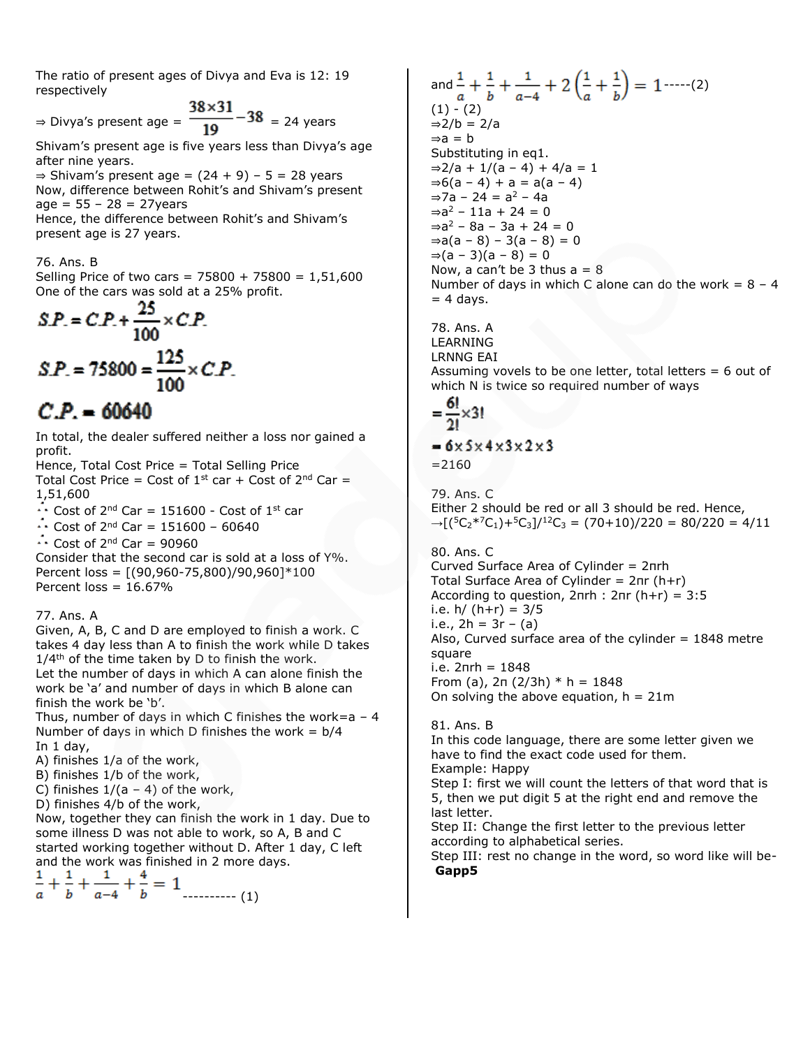The ratio of present ages of Divya and Eva is 12: 19 respectively

⇒ Divya's present age = $\frac{38 \times 31}{19} - 38$ = 24 years

Shivam's present age is five years less than Divya's age after nine years.

⇒ Shivam's present age = (24 + 9) – 5 = 28 years

Now, difference between Rohit's and Shivam's present age = 55 – 28 = 27years

Hence, the difference between Rohit's and Shivam's present age is 27 years.

76. Ans. B

Selling Price of two cars = 75800 + 75800 = 1,51,600

One of the cars was sold at a 25% profit.

$$S.P. = C.P. + \frac{25}{100} \times C.P.$$

$$S.P. = 75800 = \frac{125}{100} \times C.P.$$

$$C.P. = 60640$$

In total, the dealer suffered neither a loss nor gained a profit.

Hence, Total Cost Price = Total Selling Price

Total Cost Price = Cost of 1st car + Cost of 2nd Car = 1,51,600

∴ Cost of 2nd Car = 151600 - Cost of 1st car

∴ Cost of 2nd Car = 151600 – 60640

∴ Cost of 2nd Car = 90960

Consider that the second car is sold at a loss of Y%.

Percent loss = [(90,960-75,800)/90,960]*100

Percent loss = 16.67%

77. Ans. A

Given, A, B, C and D are employed to finish a work. C takes 4 day less than A to finish the work while D takes 1/4th of the time taken by D to finish the work.

Let the number of days in which A can alone finish the work be 'a' and number of days in which B alone can finish the work be 'b'.

Thus, number of days in which C finishes the work=a – 4

Number of days in which D finishes the work = b/4

In 1 day,

A) finishes 1/a of the work,

B) finishes 1/b of the work,

C) finishes 1/(a – 4) of the work,

D) finishes 4/b of the work,

Now, together they can finish the work in 1 day. Due to some illness D was not able to work, so A, B and C started working together without D. After 1 day, C left and the work was finished in 2 more days.

$$\frac{1}{a} + \frac{1}{b} + \frac{1}{a-4} + \frac{4}{b} = 1 \text{ ---------- (1)}$$

and $\frac{1}{a} + \frac{1}{b} + \frac{1}{a-4} + 2\left(\frac{1}{a} + \frac{1}{b}\right) = 1$-----(2)

(1) - (2)

⇒2/b = 2/a

⇒a = b

Substituting in eq1.

⇒2/a + 1/(a – 4) + 4/a = 1

⇒6(a – 4) + a = a(a – 4)

⇒7a – 24 = $a^2$ – 4a

⇒$a^2$ – 11a + 24 = 0

⇒$a^2$ – 8a – 3a + 24 = 0

⇒a(a – 8) – 3(a – 8) = 0

⇒(a – 3)(a – 8) = 0

Now, a can't be 3 thus a = 8

Number of days in which C alone can do the work = 8 – 4 = 4 days.

78. Ans. A

LEARNING

LRNNG EAI

Assuming vovels to be one letter, total letters = 6 out of which N is twice so required number of ways

$$= \frac{6!}{2!} \times 3!$$

$$= 6 \times 5 \times 4 \times 3 \times 2 \times 3$$

=2160

79. Ans. C

Either 2 should be red or all 3 should be red. Hence,

→$[({}^5C_2 * {}^7C_1) + {}^5C_3] / {}^{12}C_3$ = (70+10)/220 = 80/220 = 4/11

80. Ans. C

Curved Surface Area of Cylinder = 2пrh

Total Surface Area of Cylinder = 2пr (h+r)

According to question, 2пrh : 2пr (h+r) = 3:5

i.e. h/ (h+r) = 3/5

i.e., 2h = 3r – (a)

Also, Curved surface area of the cylinder = 1848 metre square

i.e. 2пrh = 1848

From (a), 2п (2/3h) * h = 1848

On solving the above equation, h = 21m

81. Ans. B

In this code language, there are some letter given we have to find the exact code used for them.

Example: Happy

Step I: first we will count the letters of that word that is 5, then we put digit 5 at the right end and remove the last letter.

Step II: Change the first letter to the previous letter according to alphabetical series.

Step III: rest no change in the word, so word like will be-

**Gapp5**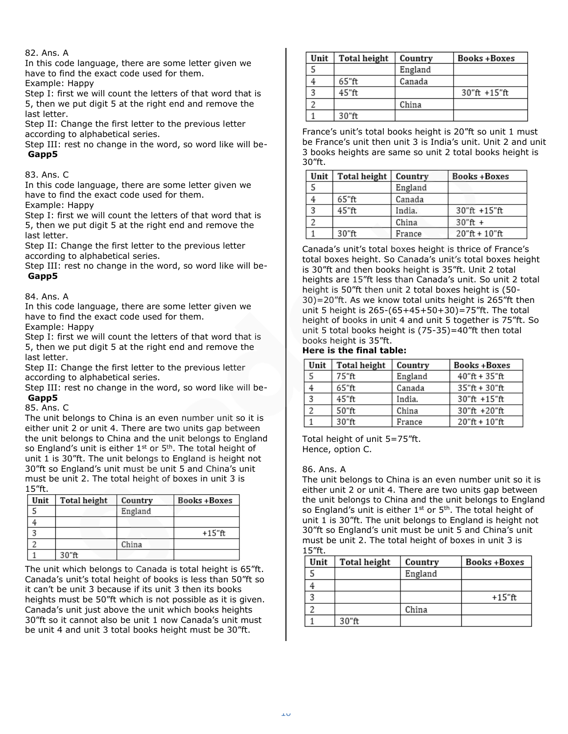82. Ans. A
In this code language, there are some letter given we have to find the exact code used for them.
Example: Happy
Step I: first we will count the letters of that word that is 5, then we put digit 5 at the right end and remove the last letter.
Step II: Change the first letter to the previous letter according to alphabetical series.
Step III: rest no change in the word, so word like will be- **Gapp5**

83. Ans. C
In this code language, there are some letter given we have to find the exact code used for them.
Example: Happy
Step I: first we will count the letters of that word that is 5, then we put digit 5 at the right end and remove the last letter.
Step II: Change the first letter to the previous letter according to alphabetical series.
Step III: rest no change in the word, so word like will be- **Gapp5**

84. Ans. A
In this code language, there are some letter given we have to find the exact code used for them.
Example: Happy
Step I: first we will count the letters of that word that is 5, then we put digit 5 at the right end and remove the last letter.
Step II: Change the first letter to the previous letter according to alphabetical series.
Step III: rest no change in the word, so word like will be- **Gapp5**

85. Ans. C
The unit belongs to China is an even number unit so it is either unit 2 or unit 4. There are two units gap between the unit belongs to China and the unit belongs to England so England's unit is either 1st or 5th. The total height of unit 1 is 30"ft. The unit belongs to England is height not 30"ft so England's unit must be unit 5 and China's unit must be unit 2. The total height of boxes in unit 3 is 15"ft.

| Unit | Total height | Country | Books +Boxes |
|---|---|---|---|
| 5 | | England | |
| 4 | | | |
| 3 | | | +15"ft |
| 2 | | China | |
| 1 | 30"ft | | |

The unit which belongs to Canada is total height is 65"ft. Canada's unit's total height of books is less than 50"ft so it can't be unit 3 because if its unit 3 then its books heights must be 50"ft which is not possible as it is given. Canada's unit just above the unit which books heights 30"ft so it cannot also be unit 1 now Canada's unit must be unit 4 and unit 3 total books height must be 30"ft.

| Unit | Total height | Country | Books +Boxes |
|---|---|---|---|
| 5 | | England | |
| 4 | 65"ft | Canada | |
| 3 | 45"ft | | 30"ft +15"ft |
| 2 | | China | |
| 1 | 30"ft | | |

France's unit's total books height is 20"ft so unit 1 must be France's unit then unit 3 is India's unit. Unit 2 and unit 3 books heights are same so unit 2 total books height is 30"ft.

| Unit | Total height | Country | Books +Boxes |
|---|---|---|---|
| 5 | | England | |
| 4 | 65"ft | Canada | |
| 3 | 45"ft | India. | 30"ft +15"ft |
| 2 | | China | 30"ft + |
| 1 | 30"ft | France | 20"ft + 10"ft |

Canada's unit's total boxes height is thrice of France's total boxes height. So Canada's unit's total boxes height is 30"ft and then books height is 35"ft. Unit 2 total heights are 15"ft less than Canada's unit. So unit 2 total height is 50"ft then unit 2 total boxes height is (50-30)=20"ft. As we know total units height is 265"ft then unit 5 height is 265-(65+45+50+30)=75"ft. The total height of books in unit 4 and unit 5 together is 75"ft. So unit 5 total books height is (75-35)=40"ft then total books height is 35"ft.

**Here is the final table:**

| Unit | Total height | Country | Books +Boxes |
|---|---|---|---|
| 5 | 75"ft | England | 40"ft + 35"ft |
| 4 | 65"ft | Canada | 35"ft + 30"ft |
| 3 | 45"ft | India. | 30"ft +15"ft |
| 2 | 50"ft | China | 30"ft +20"ft |
| 1 | 30"ft | France | 20"ft + 10"ft |

Total height of unit 5=75"ft.
Hence, option C.

86. Ans. A
The unit belongs to China is an even number unit so it is either unit 2 or unit 4. There are two units gap between the unit belongs to China and the unit belongs to England so England's unit is either 1st or 5th. The total height of unit 1 is 30"ft. The unit belongs to England is height not 30"ft so England's unit must be unit 5 and China's unit must be unit 2. The total height of boxes in unit 3 is 15"ft.

| Unit | Total height | Country | Books +Boxes |
|---|---|---|---|
| 5 | | England | |
| 4 | | | |
| 3 | | | +15"ft |
| 2 | | China | |
| 1 | 30"ft | | |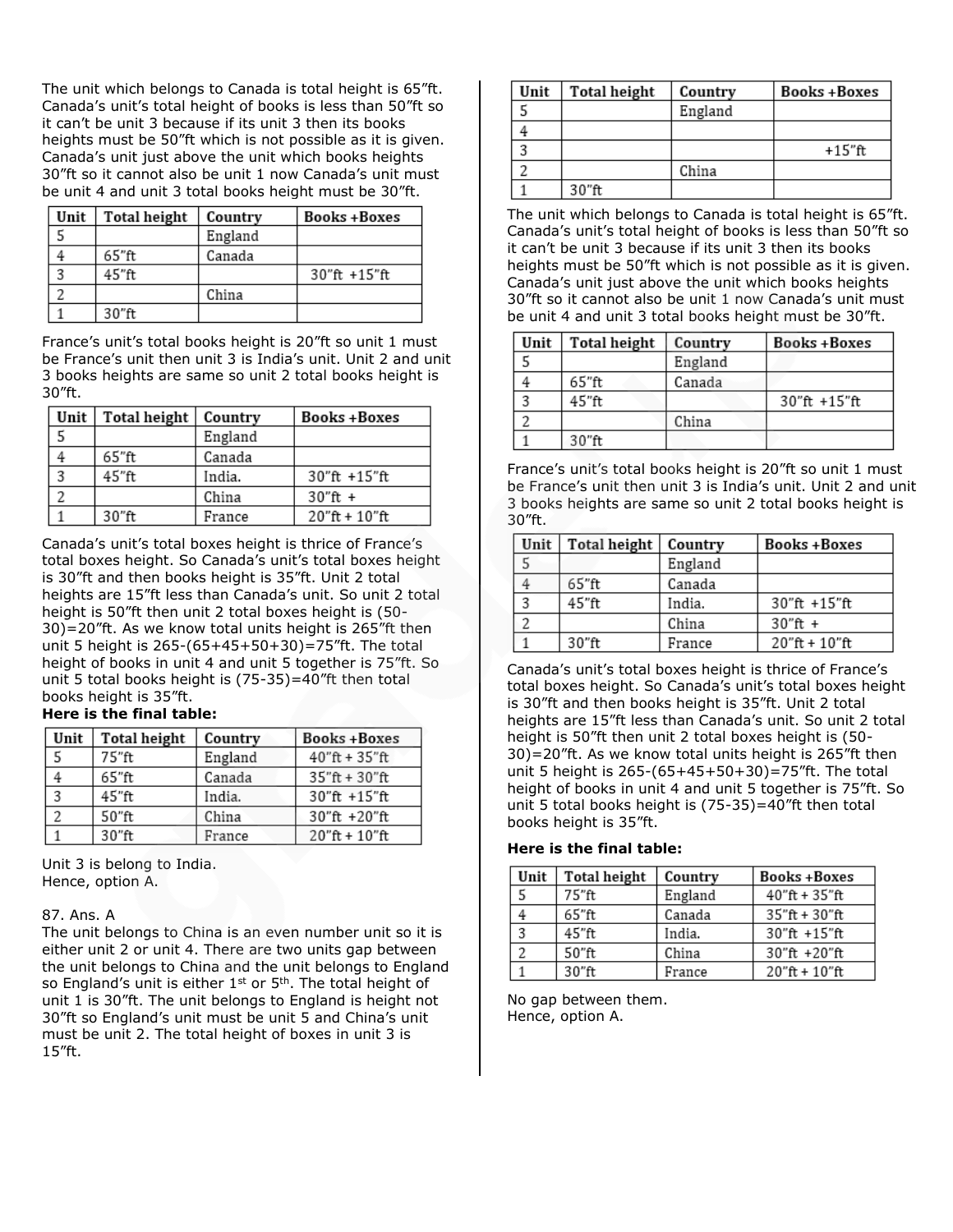The unit which belongs to Canada is total height is 65"ft. Canada's unit's total height of books is less than 50"ft so it can't be unit 3 because if its unit 3 then its books heights must be 50"ft which is not possible as it is given. Canada's unit just above the unit which books heights 30"ft so it cannot also be unit 1 now Canada's unit must be unit 4 and unit 3 total books height must be 30"ft.

| Unit | Total height | Country | Books +Boxes |
|---|---|---|---|
| 5 | | England | |
| 4 | 65"ft | Canada | |
| 3 | 45"ft | | 30"ft +15"ft |
| 2 | | China | |
| 1 | 30"ft | | |

France's unit's total books height is 20"ft so unit 1 must be France's unit then unit 3 is India's unit. Unit 2 and unit 3 books heights are same so unit 2 total books height is 30"ft.

| Unit | Total height | Country | Books +Boxes |
|---|---|---|---|
| 5 | | England | |
| 4 | 65"ft | Canada | |
| 3 | 45"ft | India. | 30"ft +15"ft |
| 2 | | China | 30"ft + |
| 1 | 30"ft | France | 20"ft + 10"ft |

Canada's unit's total boxes height is thrice of France's total boxes height. So Canada's unit's total boxes height is 30"ft and then books height is 35"ft. Unit 2 total heights are 15"ft less than Canada's unit. So unit 2 total height is 50"ft then unit 2 total boxes height is (50-30)=20"ft. As we know total units height is 265"ft then unit 5 height is 265-(65+45+50+30)=75"ft. The total height of books in unit 4 and unit 5 together is 75"ft. So unit 5 total books height is (75-35)=40"ft then total books height is 35"ft.

**Here is the final table:**

| Unit | Total height | Country | Books +Boxes |
|---|---|---|---|
| 5 | 75"ft | England | 40"ft + 35"ft |
| 4 | 65"ft | Canada | 35"ft + 30"ft |
| 3 | 45"ft | India. | 30"ft +15"ft |
| 2 | 50"ft | China | 30"ft +20"ft |
| 1 | 30"ft | France | 20"ft + 10"ft |

Unit 3 is belong to India.
Hence, option A.

87. Ans. A
The unit belongs to China is an even number unit so it is either unit 2 or unit 4. There are two units gap between the unit belongs to China and the unit belongs to England so England's unit is either 1st or 5th. The total height of unit 1 is 30"ft. The unit belongs to England is height not 30"ft so England's unit must be unit 5 and China's unit must be unit 2. The total height of boxes in unit 3 is 15"ft.

| Unit | Total height | Country | Books +Boxes |
|---|---|---|---|
| 5 | | England | |
| 4 | | | |
| 3 | | | +15"ft |
| 2 | | China | |
| 1 | 30"ft | | |

The unit which belongs to Canada is total height is 65"ft. Canada's unit's total height of books is less than 50"ft so it can't be unit 3 because if its unit 3 then its books heights must be 50"ft which is not possible as it is given. Canada's unit just above the unit which books heights 30"ft so it cannot also be unit 1 now Canada's unit must be unit 4 and unit 3 total books height must be 30"ft.

| Unit | Total height | Country | Books +Boxes |
|---|---|---|---|
| 5 | | England | |
| 4 | 65"ft | Canada | |
| 3 | 45"ft | | 30"ft +15"ft |
| 2 | | China | |
| 1 | 30"ft | | |

France's unit's total books height is 20"ft so unit 1 must be France's unit then unit 3 is India's unit. Unit 2 and unit 3 books heights are same so unit 2 total books height is 30"ft.

| Unit | Total height | Country | Books +Boxes |
|---|---|---|---|
| 5 | | England | |
| 4 | 65"ft | Canada | |
| 3 | 45"ft | India. | 30"ft +15"ft |
| 2 | | China | 30"ft + |
| 1 | 30"ft | France | 20"ft + 10"ft |

Canada's unit's total boxes height is thrice of France's total boxes height. So Canada's unit's total boxes height is 30"ft and then books height is 35"ft. Unit 2 total heights are 15"ft less than Canada's unit. So unit 2 total height is 50"ft then unit 2 total boxes height is (50-30)=20"ft. As we know total units height is 265"ft then unit 5 height is 265-(65+45+50+30)=75"ft. The total height of books in unit 4 and unit 5 together is 75"ft. So unit 5 total books height is (75-35)=40"ft then total books height is 35"ft.

**Here is the final table:**

| Unit | Total height | Country | Books +Boxes |
|---|---|---|---|
| 5 | 75"ft | England | 40"ft + 35"ft |
| 4 | 65"ft | Canada | 35"ft + 30"ft |
| 3 | 45"ft | India. | 30"ft +15"ft |
| 2 | 50"ft | China | 30"ft +20"ft |
| 1 | 30"ft | France | 20"ft + 10"ft |

No gap between them.
Hence, option A.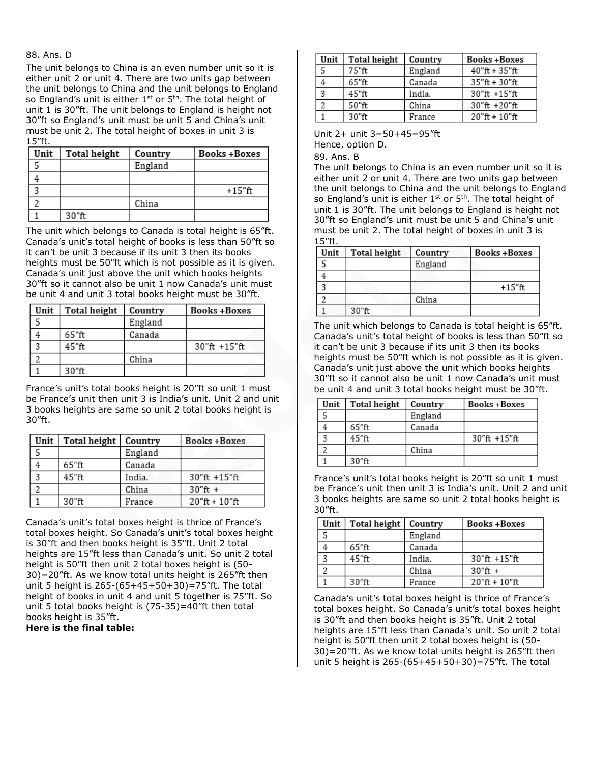88. Ans. D

The unit belongs to China is an even number unit so it is either unit 2 or unit 4. There are two units gap between the unit belongs to China and the unit belongs to England so England's unit is either 1st or 5th. The total height of unit 1 is 30"ft. The unit belongs to England is height not 30"ft so England's unit must be unit 5 and China's unit must be unit 2. The total height of boxes in unit 3 is 15"ft.

| Unit | Total height | Country | Books +Boxes |
|---|---|---|---|
| 5 | | England | |
| 4 | | | |
| 3 | | | +15"ft |
| 2 | | China | |
| 1 | 30"ft | | |

The unit which belongs to Canada is total height is 65"ft. Canada's unit's total height of books is less than 50"ft so it can't be unit 3 because if its unit 3 then its books heights must be 50"ft which is not possible as it is given. Canada's unit just above the unit which books heights 30"ft so it cannot also be unit 1 now Canada's unit must be unit 4 and unit 3 total books height must be 30"ft.

| Unit | Total height | Country | Books +Boxes |
|---|---|---|---|
| 5 | | England | |
| 4 | 65"ft | Canada | |
| 3 | 45"ft | | 30"ft +15"ft |
| 2 | | China | |
| 1 | 30"ft | | |

France's unit's total books height is 20"ft so unit 1 must be France's unit then unit 3 is India's unit. Unit 2 and unit 3 books heights are same so unit 2 total books height is 30"ft.

| Unit | Total height | Country | Books +Boxes |
|---|---|---|---|
| 5 | | England | |
| 4 | 65"ft | Canada | |
| 3 | 45"ft | India. | 30"ft +15"ft |
| 2 | | China | 30"ft + |
| 1 | 30"ft | France | 20"ft + 10"ft |

Canada's unit's total boxes height is thrice of France's total boxes height. So Canada's unit's total boxes height is 30"ft and then books height is 35"ft. Unit 2 total heights are 15"ft less than Canada's unit. So unit 2 total height is 50"ft then unit 2 total boxes height is (50-30)=20"ft. As we know total units height is 265"ft then unit 5 height is 265-(65+45+50+30)=75"ft. The total height of books in unit 4 and unit 5 together is 75"ft. So unit 5 total books height is (75-35)=40"ft then total books height is 35"ft.

**Here is the final table:**

| Unit | Total height | Country | Books +Boxes |
|---|---|---|---|
| 5 | 75"ft | England | 40"ft + 35"ft |
| 4 | 65"ft | Canada | 35"ft + 30"ft |
| 3 | 45"ft | India. | 30"ft +15"ft |
| 2 | 50"ft | China | 30"ft +20"ft |
| 1 | 30"ft | France | 20"ft + 10"ft |

Unit 2+ unit 3=50+45=95"ft

Hence, option D.

89. Ans. B

The unit belongs to China is an even number unit so it is either unit 2 or unit 4. There are two units gap between the unit belongs to China and the unit belongs to England so England's unit is either 1st or 5th. The total height of unit 1 is 30"ft. The unit belongs to England is height not 30"ft so England's unit must be unit 5 and China's unit must be unit 2. The total height of boxes in unit 3 is 15"ft.

| Unit | Total height | Country | Books +Boxes |
|---|---|---|---|
| 5 | | England | |
| 4 | | | |
| 3 | | | +15"ft |
| 2 | | China | |
| 1 | 30"ft | | |

The unit which belongs to Canada is total height is 65"ft. Canada's unit's total height of books is less than 50"ft so it can't be unit 3 because if its unit 3 then its books heights must be 50"ft which is not possible as it is given. Canada's unit just above the unit which books heights 30"ft so it cannot also be unit 1 now Canada's unit must be unit 4 and unit 3 total books height must be 30"ft.

| Unit | Total height | Country | Books +Boxes |
|---|---|---|---|
| 5 | | England | |
| 4 | 65"ft | Canada | |
| 3 | 45"ft | | 30"ft +15"ft |
| 2 | | China | |
| 1 | 30"ft | | |

France's unit's total books height is 20"ft so unit 1 must be France's unit then unit 3 is India's unit. Unit 2 and unit 3 books heights are same so unit 2 total books height is 30"ft.

| Unit | Total height | Country | Books +Boxes |
|---|---|---|---|
| 5 | | England | |
| 4 | 65"ft | Canada | |
| 3 | 45"ft | India. | 30"ft +15"ft |
| 2 | | China | 30"ft + |
| 1 | 30"ft | France | 20"ft + 10"ft |

Canada's unit's total boxes height is thrice of France's total boxes height. So Canada's unit's total boxes height is 30"ft and then books height is 35"ft. Unit 2 total heights are 15"ft less than Canada's unit. So unit 2 total height is 50"ft then unit 2 total boxes height is (50-30)=20"ft. As we know total units height is 265"ft then unit 5 height is 265-(65+45+50+30)=75"ft. The total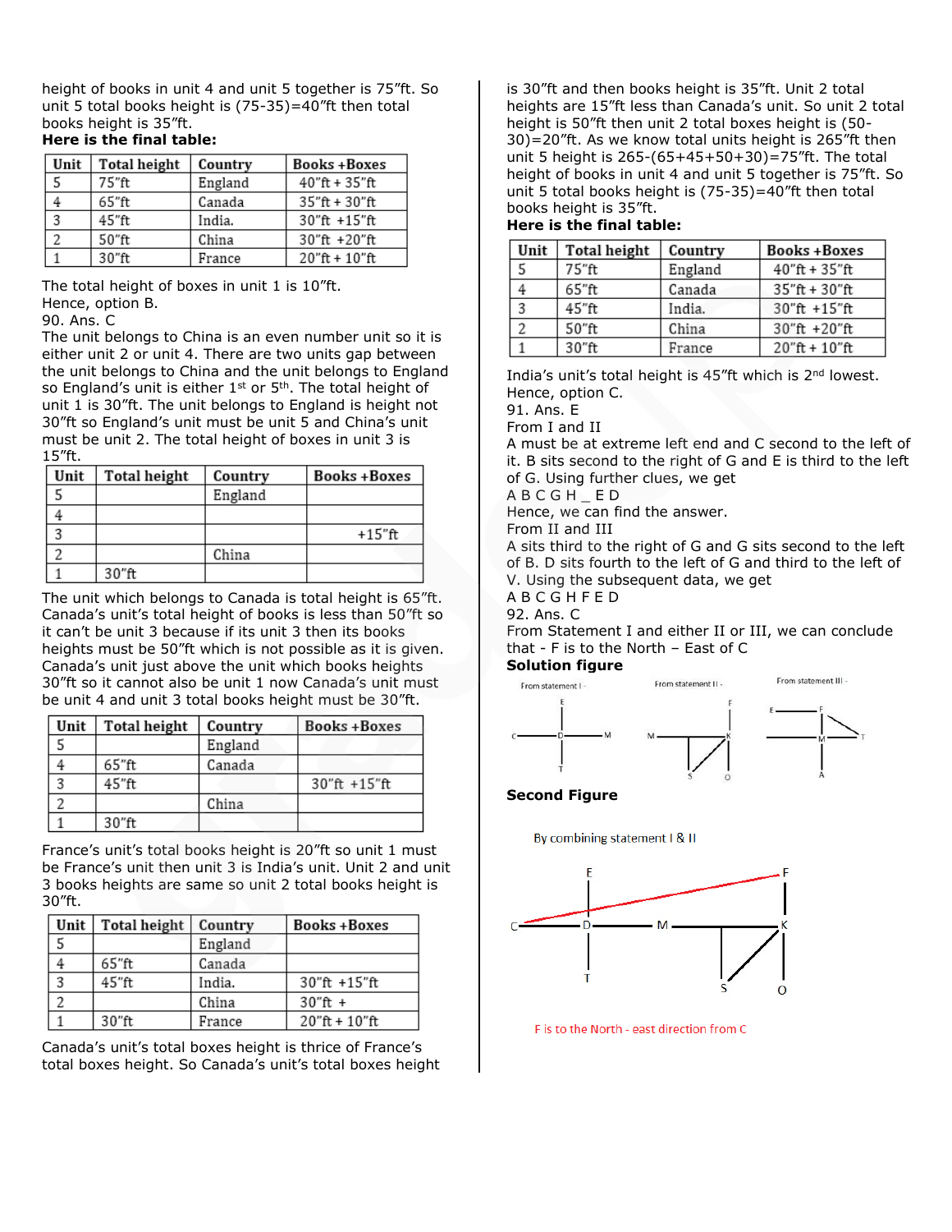height of books in unit 4 and unit 5 together is 75"ft. So unit 5 total books height is (75-35)=40"ft then total books height is 35"ft.

**Here is the final table:**

| Unit | Total height | Country | Books +Boxes |
|---|---|---|---|
| 5 | 75"ft | England | 40"ft + 35"ft |
| 4 | 65"ft | Canada | 35"ft + 30"ft |
| 3 | 45"ft | India. | 30"ft +15"ft |
| 2 | 50"ft | China | 30"ft +20"ft |
| 1 | 30"ft | France | 20"ft + 10"ft |

The total height of boxes in unit 1 is 10"ft.

Hence, option B.

90. Ans. C

The unit belongs to China is an even number unit so it is either unit 2 or unit 4. There are two units gap between the unit belongs to China and the unit belongs to England so England's unit is either 1st or 5th. The total height of unit 1 is 30"ft. The unit belongs to England is height not 30"ft so England's unit must be unit 5 and China's unit must be unit 2. The total height of boxes in unit 3 is 15"ft.

| Unit | Total height | Country | Books +Boxes |
|---|---|---|---|
| 5 | | England | |
| 4 | | | |
| 3 | | | +15"ft |
| 2 | | China | |
| 1 | 30"ft | | |

The unit which belongs to Canada is total height is 65"ft. Canada's unit's total height of books is less than 50"ft so it can't be unit 3 because if its unit 3 then its books heights must be 50"ft which is not possible as it is given. Canada's unit just above the unit which books heights 30"ft so it cannot also be unit 1 now Canada's unit must be unit 4 and unit 3 total books height must be 30"ft.

| Unit | Total height | Country | Books +Boxes |
|---|---|---|---|
| 5 | | England | |
| 4 | 65"ft | Canada | |
| 3 | 45"ft | | 30"ft +15"ft |
| 2 | | China | |
| 1 | 30"ft | | |

France's unit's total books height is 20"ft so unit 1 must be France's unit then unit 3 is India's unit. Unit 2 and unit 3 books heights are same so unit 2 total books height is 30"ft.

| Unit | Total height | Country | Books +Boxes |
|---|---|---|---|
| 5 | | England | |
| 4 | 65"ft | Canada | |
| 3 | 45"ft | India. | 30"ft +15"ft |
| 2 | | China | 30"ft + |
| 1 | 30"ft | France | 20"ft + 10"ft |

Canada's unit's total boxes height is thrice of France's total boxes height. So Canada's unit's total boxes height is 30"ft and then books height is 35"ft. Unit 2 total heights are 15"ft less than Canada's unit. So unit 2 total height is 50"ft then unit 2 total boxes height is (50-30)=20"ft. As we know total units height is 265"ft then unit 5 height is 265-(65+45+50+30)=75"ft. The total height of books in unit 4 and unit 5 together is 75"ft. So unit 5 total books height is (75-35)=40"ft then total books height is 35"ft.

**Here is the final table:**

| Unit | Total height | Country | Books +Boxes |
|---|---|---|---|
| 5 | 75"ft | England | 40"ft + 35"ft |
| 4 | 65"ft | Canada | 35"ft + 30"ft |
| 3 | 45"ft | India. | 30"ft +15"ft |
| 2 | 50"ft | China | 30"ft +20"ft |
| 1 | 30"ft | France | 20"ft + 10"ft |

India's unit's total height is 45"ft which is 2nd lowest.

Hence, option C.

91. Ans. E

From I and II

A must be at extreme left end and C second to the left of it. B sits second to the right of G and E is third to the left of G. Using further clues, we get

A B C G H _ E D

Hence, we can find the answer.

From II and III

A sits third to the right of G and G sits second to the left of B. D sits fourth to the left of G and third to the left of V. Using the subsequent data, we get

A B C G H F E D

92. Ans. C

From Statement I and either II or III, we can conclude that - F is to the North – East of C

**Solution figure**

From statement I - From statement II - From statement III -

**Second Figure**

By combining statement I & II

F is to the North - east direction from C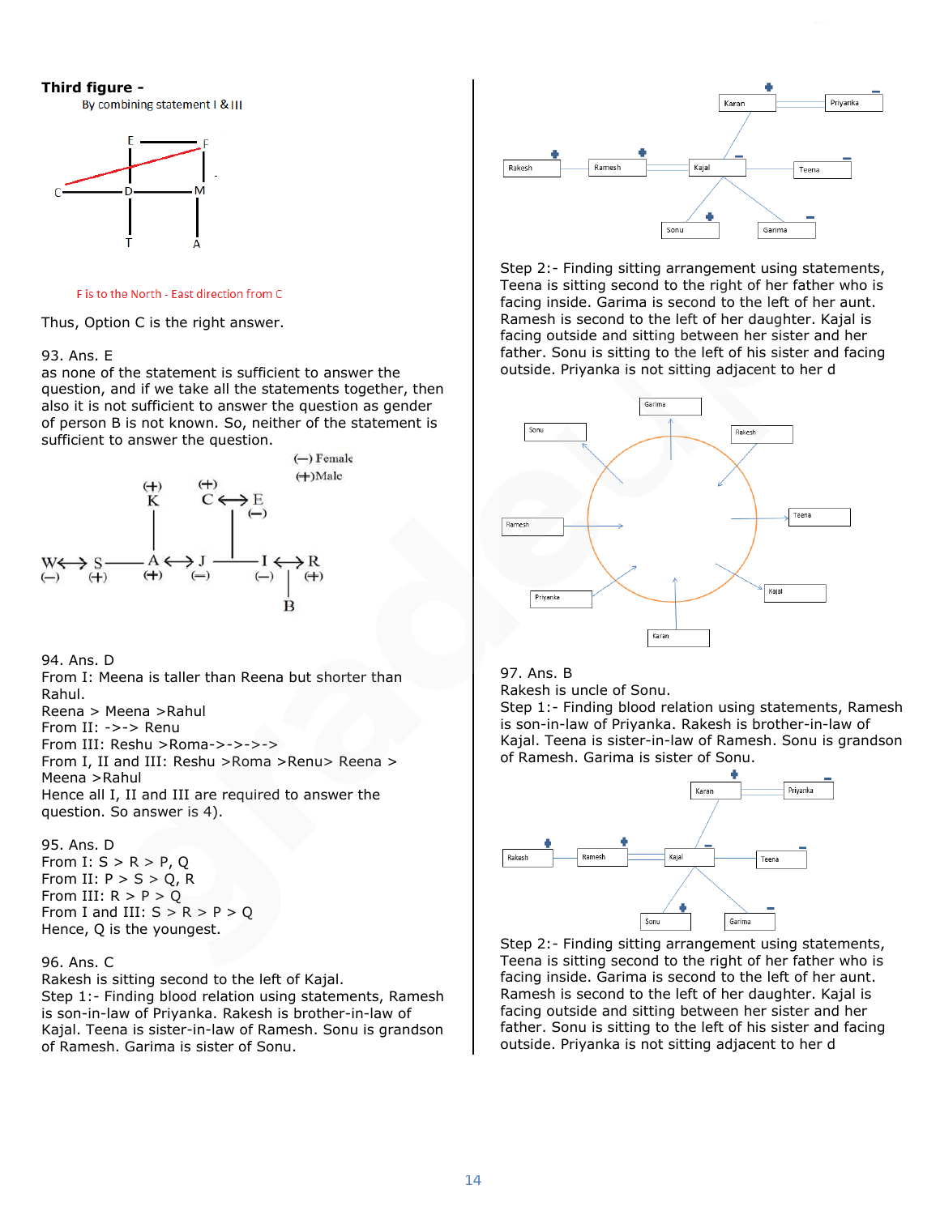**Third figure -**

By combining statement I & III

F is to the North - East direction from C

Thus, Option C is the right answer.

93. Ans. E

as none of the statement is sufficient to answer the question, and if we take all the statements together, then also it is not sufficient to answer the question as gender of person B is not known. So, neither of the statement is sufficient to answer the question.

94. Ans. D

From I: Meena is taller than Reena but shorter than Rahul.

Reena > Meena >Rahul

From II: ->-> Renu

From III: Reshu >Roma->->->->

From I, II and III: Reshu >Roma >Renu> Reena > Meena >Rahul

Hence all I, II and III are required to answer the question. So answer is 4).

95. Ans. D

From I: S > R > P, Q

From II: P > S > Q, R

From III: R > P > Q

From I and III: S > R > P > Q

Hence, Q is the youngest.

96. Ans. C

Rakesh is sitting second to the left of Kajal.

Step 1:- Finding blood relation using statements, Ramesh is son-in-law of Priyanka. Rakesh is brother-in-law of Kajal. Teena is sister-in-law of Ramesh. Sonu is grandson of Ramesh. Garima is sister of Sonu.

Step 2:- Finding sitting arrangement using statements, Teena is sitting second to the right of her father who is facing inside. Garima is second to the left of her aunt. Ramesh is second to the left of her daughter. Kajal is facing outside and sitting between her sister and her father. Sonu is sitting to the left of his sister and facing outside. Priyanka is not sitting adjacent to her d

97. Ans. B

Rakesh is uncle of Sonu.

Step 1:- Finding blood relation using statements, Ramesh is son-in-law of Priyanka. Rakesh is brother-in-law of Kajal. Teena is sister-in-law of Ramesh. Sonu is grandson of Ramesh. Garima is sister of Sonu.

Step 2:- Finding sitting arrangement using statements, Teena is sitting second to the right of her father who is facing inside. Garima is second to the left of her aunt. Ramesh is second to the left of her daughter. Kajal is facing outside and sitting between her sister and her father. Sonu is sitting to the left of his sister and facing outside. Priyanka is not sitting adjacent to her d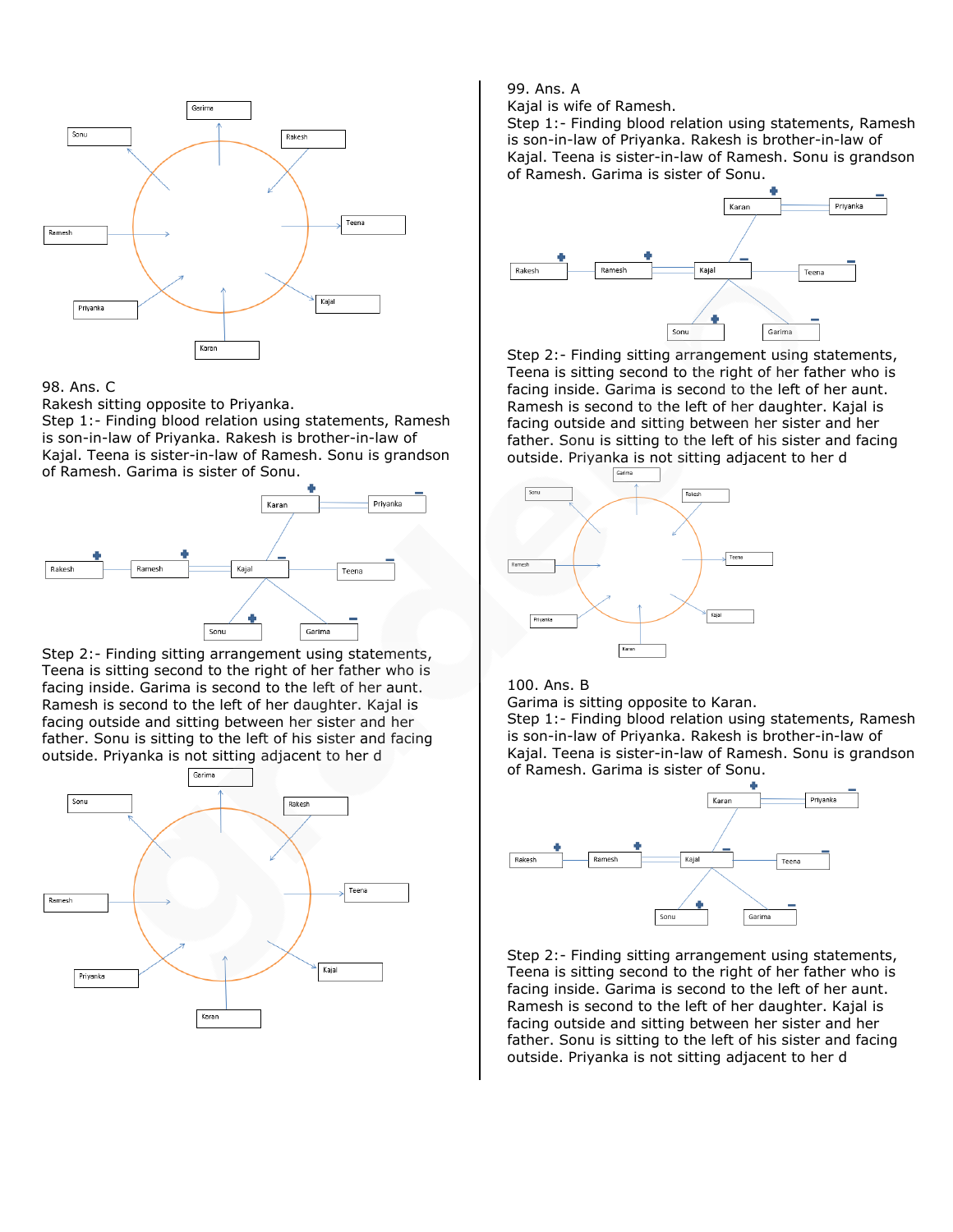98. Ans. C

Rakesh sitting opposite to Priyanka.

Step 1:- Finding blood relation using statements, Ramesh is son-in-law of Priyanka. Rakesh is brother-in-law of Kajal. Teena is sister-in-law of Ramesh. Sonu is grandson of Ramesh. Garima is sister of Sonu.

Step 2:- Finding sitting arrangement using statements, Teena is sitting second to the right of her father who is facing inside. Garima is second to the left of her aunt. Ramesh is second to the left of her daughter. Kajal is facing outside and sitting between her sister and her father. Sonu is sitting to the left of his sister and facing outside. Priyanka is not sitting adjacent to her d

99. Ans. A

Kajal is wife of Ramesh.

Step 1:- Finding blood relation using statements, Ramesh is son-in-law of Priyanka. Rakesh is brother-in-law of Kajal. Teena is sister-in-law of Ramesh. Sonu is grandson of Ramesh. Garima is sister of Sonu.

Step 2:- Finding sitting arrangement using statements, Teena is sitting second to the right of her father who is facing inside. Garima is second to the left of her aunt. Ramesh is second to the left of her daughter. Kajal is facing outside and sitting between her sister and her father. Sonu is sitting to the left of his sister and facing outside. Priyanka is not sitting adjacent to her d

100. Ans. B

Garima is sitting opposite to Karan.

Step 1:- Finding blood relation using statements, Ramesh is son-in-law of Priyanka. Rakesh is brother-in-law of Kajal. Teena is sister-in-law of Ramesh. Sonu is grandson of Ramesh. Garima is sister of Sonu.

Step 2:- Finding sitting arrangement using statements, Teena is sitting second to the right of her father who is facing inside. Garima is second to the left of her aunt. Ramesh is second to the left of her daughter. Kajal is facing outside and sitting between her sister and her father. Sonu is sitting to the left of his sister and facing outside. Priyanka is not sitting adjacent to her d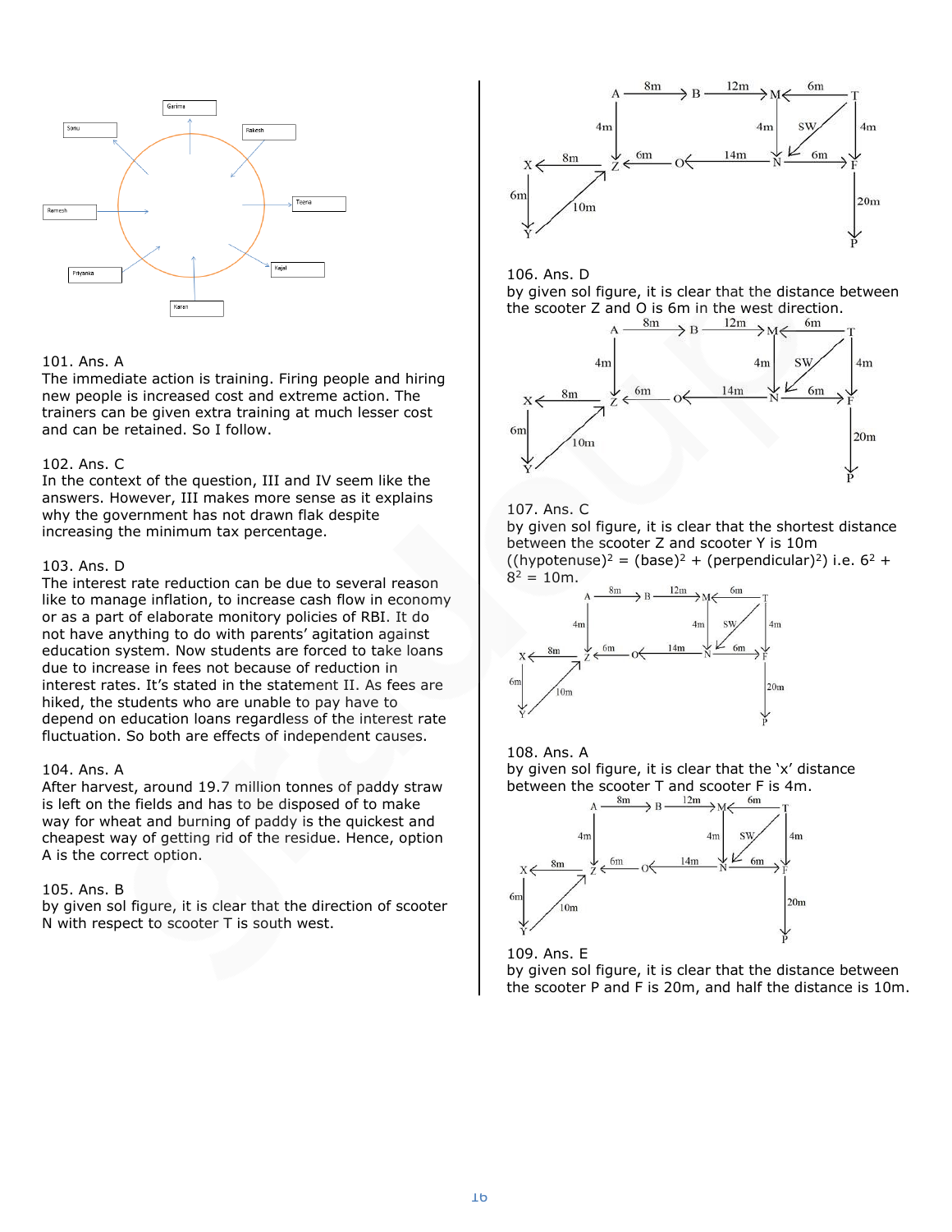101. Ans. A
The immediate action is training. Firing people and hiring new people is increased cost and extreme action. The trainers can be given extra training at much lesser cost and can be retained. So I follow.

102. Ans. C
In the context of the question, III and IV seem like the answers. However, III makes more sense as it explains why the government has not drawn flak despite increasing the minimum tax percentage.

103. Ans. D
The interest rate reduction can be due to several reason like to manage inflation, to increase cash flow in economy or as a part of elaborate monitory policies of RBI. It do not have anything to do with parents' agitation against education system. Now students are forced to take loans due to increase in fees not because of reduction in interest rates. It's stated in the statement II. As fees are hiked, the students who are unable to pay have to depend on education loans regardless of the interest rate fluctuation. So both are effects of independent causes.

104. Ans. A
After harvest, around 19.7 million tonnes of paddy straw is left on the fields and has to be disposed of to make way for wheat and burning of paddy is the quickest and cheapest way of getting rid of the residue. Hence, option A is the correct option.

105. Ans. B
by given sol figure, it is clear that the direction of scooter N with respect to scooter T is south west.

106. Ans. D
by given sol figure, it is clear that the distance between the scooter Z and O is 6m in the west direction.

107. Ans. C
by given sol figure, it is clear that the shortest distance between the scooter Z and scooter Y is 10m ((hypotenuse)$^2$ = (base)$^2$ + (perpendicular)$^2$) i.e. $6^2 + 8^2 = 10$m.

108. Ans. A
by given sol figure, it is clear that the 'x' distance between the scooter T and scooter F is 4m.

109. Ans. E
by given sol figure, it is clear that the distance between the scooter P and F is 20m, and half the distance is 10m.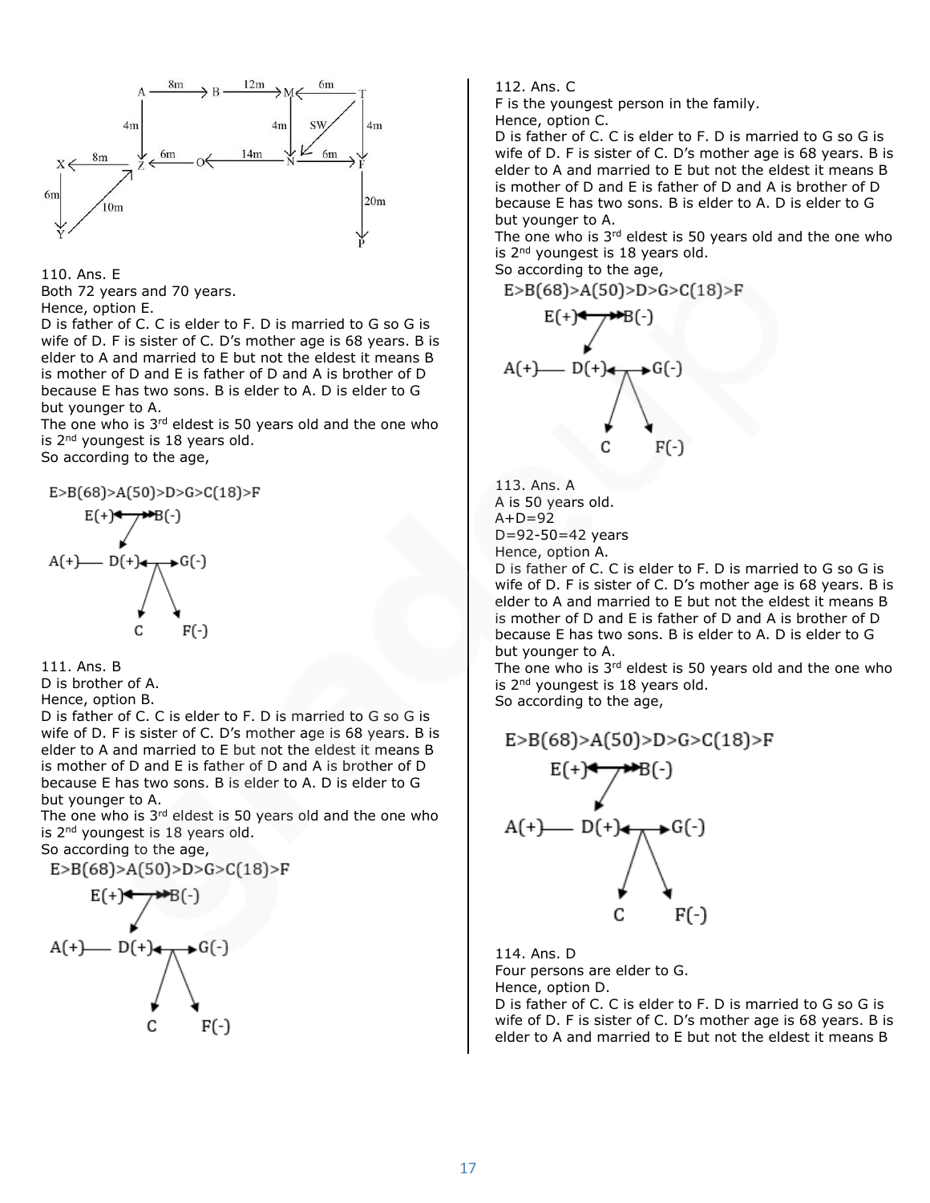110. Ans. E
Both 72 years and 70 years.
Hence, option E.
D is father of C. C is elder to F. D is married to G so G is wife of D. F is sister of C. D's mother age is 68 years. B is elder to A and married to E but not the eldest it means B is mother of D and E is father of D and A is brother of D because E has two sons. B is elder to A. D is elder to G but younger to A.
The one who is 3rd eldest is 50 years old and the one who is 2nd youngest is 18 years old.
So according to the age,

E>B(68)>A(50)>D>G>C(18)>F

111. Ans. B
D is brother of A.
Hence, option B.
D is father of C. C is elder to F. D is married to G so G is wife of D. F is sister of C. D's mother age is 68 years. B is elder to A and married to E but not the eldest it means B is mother of D and E is father of D and A is brother of D because E has two sons. B is elder to A. D is elder to G but younger to A.
The one who is 3rd eldest is 50 years old and the one who is 2nd youngest is 18 years old.
So according to the age,

E>B(68)>A(50)>D>G>C(18)>F

112. Ans. C
F is the youngest person in the family.
Hence, option C.
D is father of C. C is elder to F. D is married to G so G is wife of D. F is sister of C. D's mother age is 68 years. B is elder to A and married to E but not the eldest it means B is mother of D and E is father of D and A is brother of D because E has two sons. B is elder to A. D is elder to G but younger to A.
The one who is 3rd eldest is 50 years old and the one who is 2nd youngest is 18 years old.
So according to the age,

E>B(68)>A(50)>D>G>C(18)>F

113. Ans. A
A is 50 years old.
A+D=92
D=92-50=42 years
Hence, option A.
D is father of C. C is elder to F. D is married to G so G is wife of D. F is sister of C. D's mother age is 68 years. B is elder to A and married to E but not the eldest it means B is mother of D and E is father of D and A is brother of D because E has two sons. B is elder to A. D is elder to G but younger to A.
The one who is 3rd eldest is 50 years old and the one who is 2nd youngest is 18 years old.
So according to the age,

E>B(68)>A(50)>D>G>C(18)>F

114. Ans. D
Four persons are elder to G.
Hence, option D.
D is father of C. C is elder to F. D is married to G so G is wife of D. F is sister of C. D's mother age is 68 years. B is elder to A and married to E but not the eldest it means B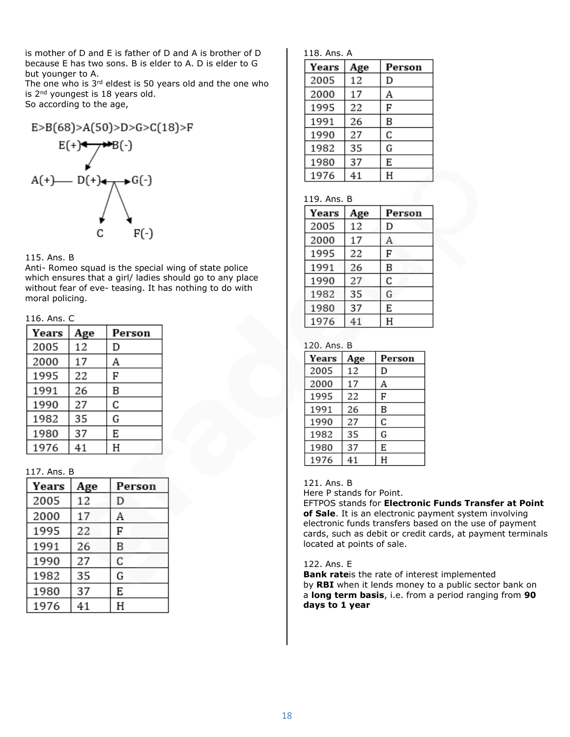is mother of D and E is father of D and A is brother of D because E has two sons. B is elder to A. D is elder to G but younger to A.
The one who is 3rd eldest is 50 years old and the one who is 2nd youngest is 18 years old.
So according to the age,

E>B(68)>A(50)>D>G>C(18)>F

E(+)⟷B(-)

A(+)—— D(+)⟷G(-)

C    F(-)

115. Ans. B
Anti- Romeo squad is the special wing of state police which ensures that a girl/ ladies should go to any place without fear of eve- teasing. It has nothing to do with moral policing.

116. Ans. C

| Years | Age | Person |
|---|---|---|
| 2005 | 12 | D |
| 2000 | 17 | A |
| 1995 | 22 | F |
| 1991 | 26 | B |
| 1990 | 27 | C |
| 1982 | 35 | G |
| 1980 | 37 | E |
| 1976 | 41 | H |

117. Ans. B

| Years | Age | Person |
|---|---|---|
| 2005 | 12 | D |
| 2000 | 17 | A |
| 1995 | 22 | F |
| 1991 | 26 | B |
| 1990 | 27 | C |
| 1982 | 35 | G |
| 1980 | 37 | E |
| 1976 | 41 | H |

118. Ans. A

| Years | Age | Person |
|---|---|---|
| 2005 | 12 | D |
| 2000 | 17 | A |
| 1995 | 22 | F |
| 1991 | 26 | B |
| 1990 | 27 | C |
| 1982 | 35 | G |
| 1980 | 37 | E |
| 1976 | 41 | H |

119. Ans. B

| Years | Age | Person |
|---|---|---|
| 2005 | 12 | D |
| 2000 | 17 | A |
| 1995 | 22 | F |
| 1991 | 26 | B |
| 1990 | 27 | C |
| 1982 | 35 | G |
| 1980 | 37 | E |
| 1976 | 41 | H |

120. Ans. B

| Years | Age | Person |
|---|---|---|
| 2005 | 12 | D |
| 2000 | 17 | A |
| 1995 | 22 | F |
| 1991 | 26 | B |
| 1990 | 27 | C |
| 1982 | 35 | G |
| 1980 | 37 | E |
| 1976 | 41 | H |

121. Ans. B
Here P stands for Point.
EFTPOS stands for **Electronic Funds Transfer at Point of Sale**. It is an electronic payment system involving electronic funds transfers based on the use of payment cards, such as debit or credit cards, at payment terminals located at points of sale.

122. Ans. E
**Bank rate**is the rate of interest implemented by **RBI** when it lends money to a public sector bank on a **long term basis**, i.e. from a period ranging from **90 days to 1 year**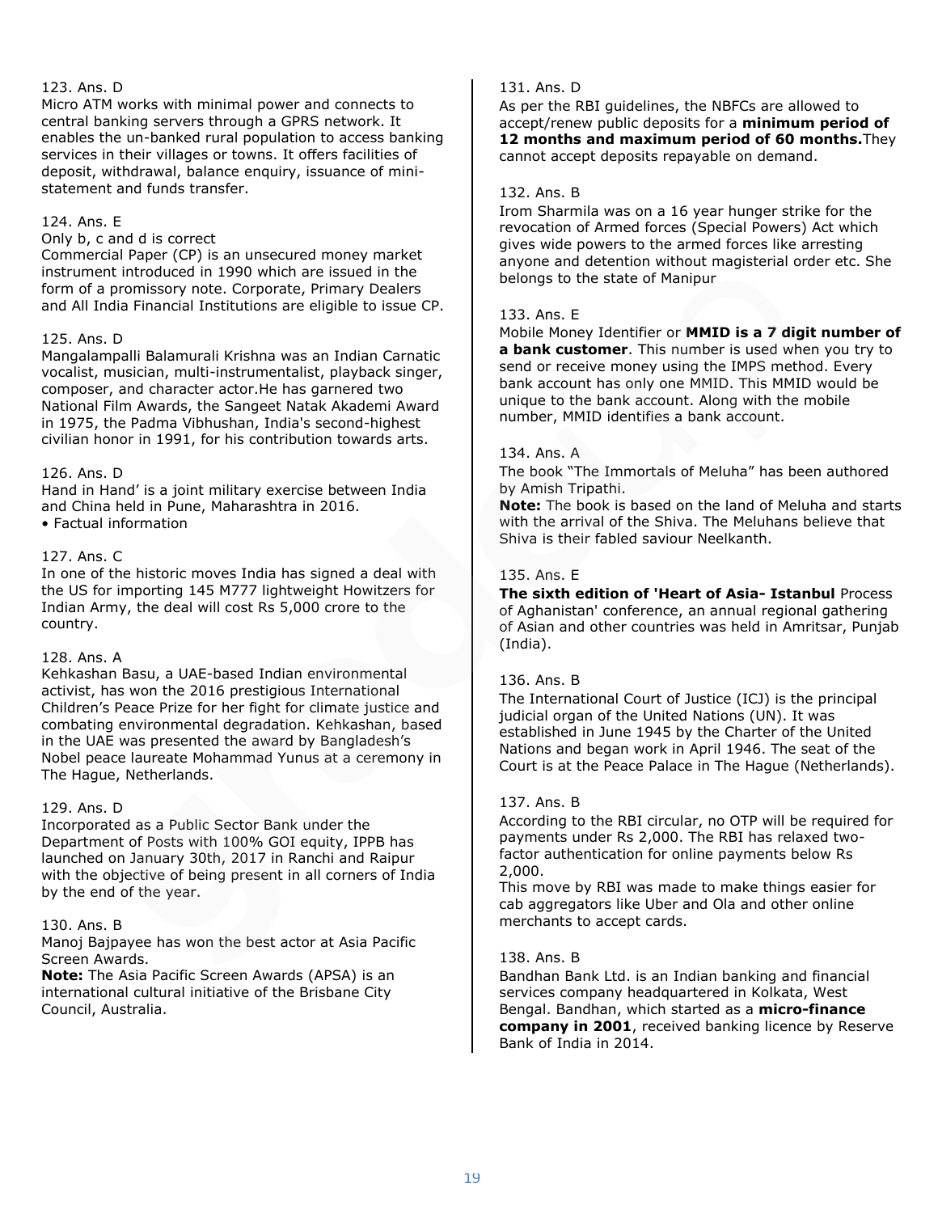123. Ans. D
Micro ATM works with minimal power and connects to central banking servers through a GPRS network. It enables the un-banked rural population to access banking services in their villages or towns. It offers facilities of deposit, withdrawal, balance enquiry, issuance of mini-statement and funds transfer.

124. Ans. E
Only b, c and d is correct
Commercial Paper (CP) is an unsecured money market instrument introduced in 1990 which are issued in the form of a promissory note. Corporate, Primary Dealers and All India Financial Institutions are eligible to issue CP.

125. Ans. D
Mangalampalli Balamurali Krishna was an Indian Carnatic vocalist, musician, multi-instrumentalist, playback singer, composer, and character actor.He has garnered two National Film Awards, the Sangeet Natak Akademi Award in 1975, the Padma Vibhushan, India's second-highest civilian honor in 1991, for his contribution towards arts.

126. Ans. D
Hand in Hand' is a joint military exercise between India and China held in Pune, Maharashtra in 2016.
• Factual information

127. Ans. C
In one of the historic moves India has signed a deal with the US for importing 145 M777 lightweight Howitzers for Indian Army, the deal will cost Rs 5,000 crore to the country.

128. Ans. A
Kehkashan Basu, a UAE-based Indian environmental activist, has won the 2016 prestigious International Children's Peace Prize for her fight for climate justice and combating environmental degradation. Kehkashan, based in the UAE was presented the award by Bangladesh's Nobel peace laureate Mohammad Yunus at a ceremony in The Hague, Netherlands.

129. Ans. D
Incorporated as a Public Sector Bank under the Department of Posts with 100% GOI equity, IPPB has launched on January 30th, 2017 in Ranchi and Raipur with the objective of being present in all corners of India by the end of the year.

130. Ans. B
Manoj Bajpayee has won the best actor at Asia Pacific Screen Awards.
**Note:** The Asia Pacific Screen Awards (APSA) is an international cultural initiative of the Brisbane City Council, Australia.

131. Ans. D
As per the RBI guidelines, the NBFCs are allowed to accept/renew public deposits for a **minimum period of 12 months and maximum period of 60 months.**They cannot accept deposits repayable on demand.

132. Ans. B
Irom Sharmila was on a 16 year hunger strike for the revocation of Armed forces (Special Powers) Act which gives wide powers to the armed forces like arresting anyone and detention without magisterial order etc. She belongs to the state of Manipur

133. Ans. E
Mobile Money Identifier or **MMID is a 7 digit number of a bank customer**. This number is used when you try to send or receive money using the IMPS method. Every bank account has only one MMID. This MMID would be unique to the bank account. Along with the mobile number, MMID identifies a bank account.

134. Ans. A
The book "The Immortals of Meluha" has been authored by Amish Tripathi.
**Note:** The book is based on the land of Meluha and starts with the arrival of the Shiva. The Meluhans believe that Shiva is their fabled saviour Neelkanth.

135. Ans. E
**The sixth edition of 'Heart of Asia- Istanbul** Process of Aghanistan' conference, an annual regional gathering of Asian and other countries was held in Amritsar, Punjab (India).

136. Ans. B
The International Court of Justice (ICJ) is the principal judicial organ of the United Nations (UN). It was established in June 1945 by the Charter of the United Nations and began work in April 1946. The seat of the Court is at the Peace Palace in The Hague (Netherlands).

137. Ans. B
According to the RBI circular, no OTP will be required for payments under Rs 2,000. The RBI has relaxed two-factor authentication for online payments below Rs 2,000.
This move by RBI was made to make things easier for cab aggregators like Uber and Ola and other online merchants to accept cards.

138. Ans. B
Bandhan Bank Ltd. is an Indian banking and financial services company headquartered in Kolkata, West Bengal. Bandhan, which started as a **micro-finance company in 2001**, received banking licence by Reserve Bank of India in 2014.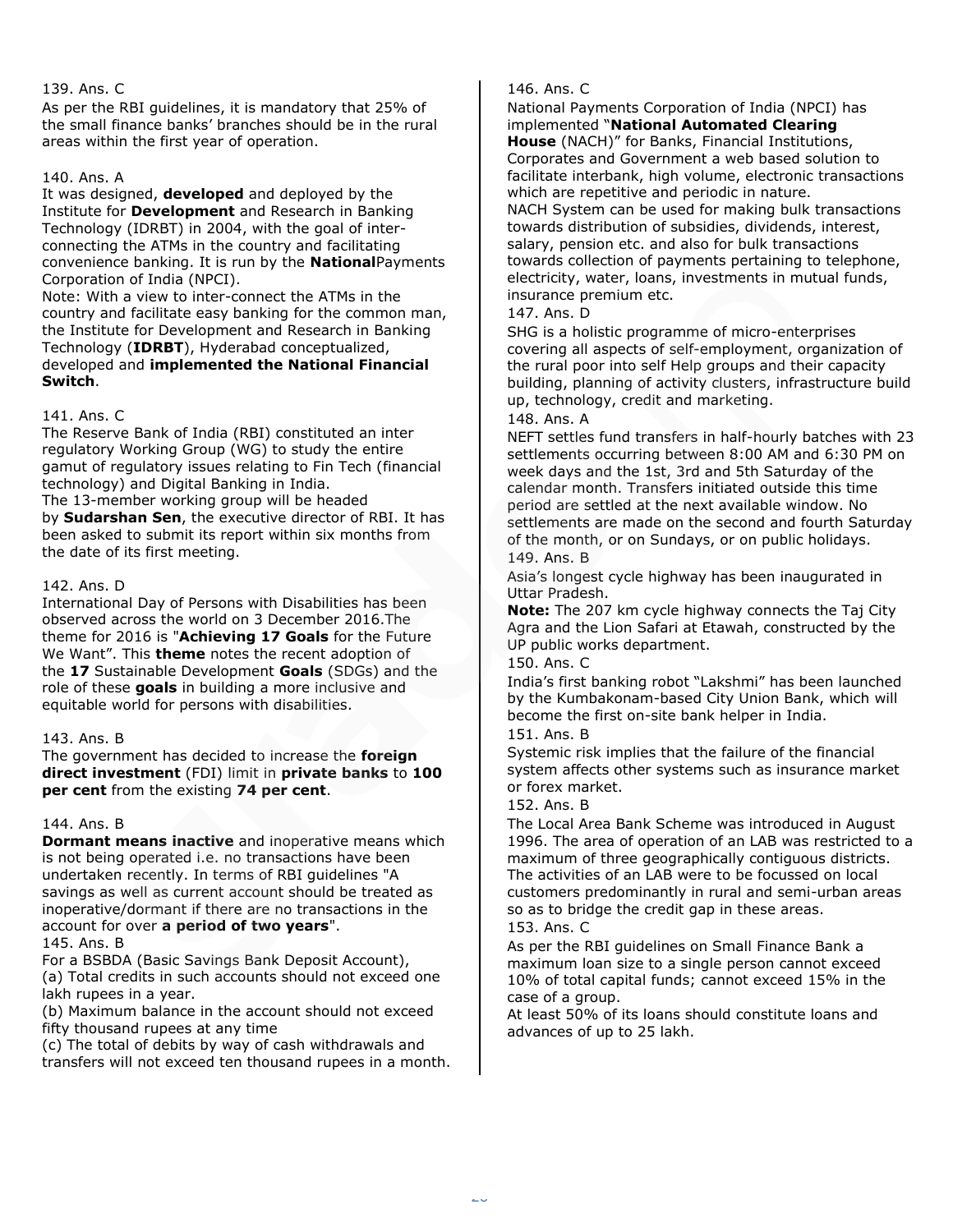139. Ans. C

As per the RBI guidelines, it is mandatory that 25% of the small finance banks' branches should be in the rural areas within the first year of operation.

140. Ans. A

It was designed, **developed** and deployed by the Institute for **Development** and Research in Banking Technology (IDRBT) in 2004, with the goal of inter-connecting the ATMs in the country and facilitating convenience banking. It is run by the **National**Payments Corporation of India (NPCI).

Note: With a view to inter-connect the ATMs in the country and facilitate easy banking for the common man, the Institute for Development and Research in Banking Technology (**IDRBT**), Hyderabad conceptualized, developed and **implemented the National Financial Switch**.

141. Ans. C

The Reserve Bank of India (RBI) constituted an inter regulatory Working Group (WG) to study the entire gamut of regulatory issues relating to Fin Tech (financial technology) and Digital Banking in India.

The 13-member working group will be headed by **Sudarshan Sen**, the executive director of RBI. It has been asked to submit its report within six months from the date of its first meeting.

142. Ans. D

International Day of Persons with Disabilities has been observed across the world on 3 December 2016.The theme for 2016 is "**Achieving 17 Goals** for the Future We Want". This **theme** notes the recent adoption of the **17** Sustainable Development **Goals** (SDGs) and the role of these **goals** in building a more inclusive and equitable world for persons with disabilities.

143. Ans. B

The government has decided to increase the **foreign direct investment** (FDI) limit in **private banks** to **100 per cent** from the existing **74 per cent**.

144. Ans. B

**Dormant means inactive** and inoperative means which is not being operated i.e. no transactions have been undertaken recently. In terms of RBI guidelines "A savings as well as current account should be treated as inoperative/dormant if there are no transactions in the account for over **a period of two years**".

145. Ans. B

For a BSBDA (Basic Savings Bank Deposit Account),

(a) Total credits in such accounts should not exceed one lakh rupees in a year.

(b) Maximum balance in the account should not exceed fifty thousand rupees at any time

(c) The total of debits by way of cash withdrawals and transfers will not exceed ten thousand rupees in a month.

146. Ans. C

National Payments Corporation of India (NPCI) has implemented "**National Automated Clearing House** (NACH)" for Banks, Financial Institutions, Corporates and Government a web based solution to facilitate interbank, high volume, electronic transactions which are repetitive and periodic in nature.

NACH System can be used for making bulk transactions towards distribution of subsidies, dividends, interest, salary, pension etc. and also for bulk transactions towards collection of payments pertaining to telephone, electricity, water, loans, investments in mutual funds, insurance premium etc.

147. Ans. D

SHG is a holistic programme of micro-enterprises covering all aspects of self-employment, organization of the rural poor into self Help groups and their capacity building, planning of activity clusters, infrastructure build up, technology, credit and marketing.

148. Ans. A

NEFT settles fund transfers in half-hourly batches with 23 settlements occurring between 8:00 AM and 6:30 PM on week days and the 1st, 3rd and 5th Saturday of the calendar month. Transfers initiated outside this time period are settled at the next available window. No settlements are made on the second and fourth Saturday of the month, or on Sundays, or on public holidays.

149. Ans. B

Asia's longest cycle highway has been inaugurated in Uttar Pradesh.

**Note:** The 207 km cycle highway connects the Taj City Agra and the Lion Safari at Etawah, constructed by the UP public works department.

150. Ans. C

India's first banking robot "Lakshmi" has been launched by the Kumbakonam-based City Union Bank, which will become the first on-site bank helper in India.

151. Ans. B

Systemic risk implies that the failure of the financial system affects other systems such as insurance market or forex market.

152. Ans. B

The Local Area Bank Scheme was introduced in August 1996. The area of operation of an LAB was restricted to a maximum of three geographically contiguous districts. The activities of an LAB were to be focussed on local customers predominantly in rural and semi-urban areas so as to bridge the credit gap in these areas.

153. Ans. C

As per the RBI guidelines on Small Finance Bank a maximum loan size to a single person cannot exceed 10% of total capital funds; cannot exceed 15% in the case of a group.

At least 50% of its loans should constitute loans and advances of up to 25 lakh.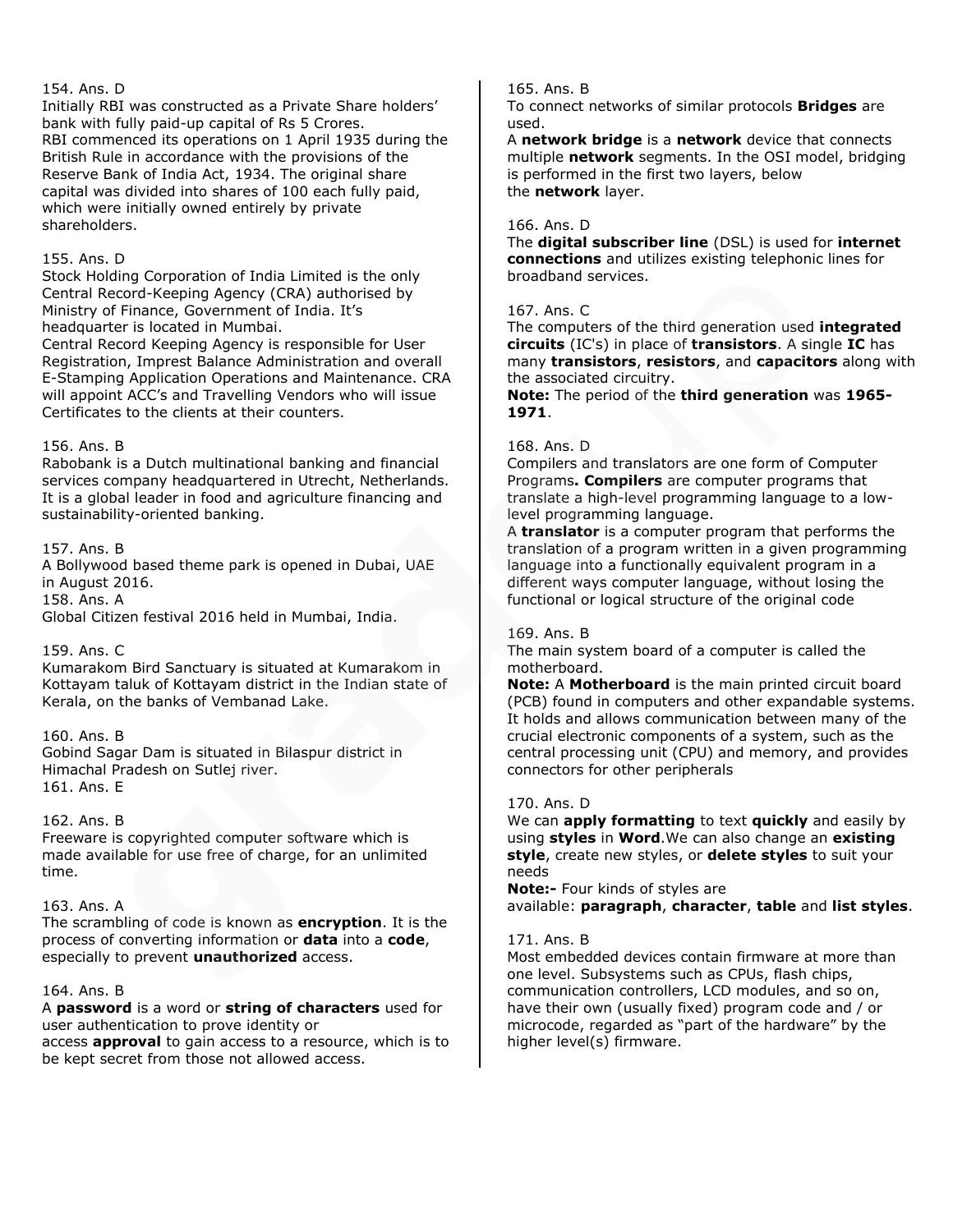154. Ans. D
Initially RBI was constructed as a Private Share holders' bank with fully paid-up capital of Rs 5 Crores.
RBI commenced its operations on 1 April 1935 during the British Rule in accordance with the provisions of the Reserve Bank of India Act, 1934. The original share capital was divided into shares of 100 each fully paid, which were initially owned entirely by private shareholders.

155. Ans. D
Stock Holding Corporation of India Limited is the only Central Record-Keeping Agency (CRA) authorised by Ministry of Finance, Government of India. It's headquarter is located in Mumbai.
Central Record Keeping Agency is responsible for User Registration, Imprest Balance Administration and overall E-Stamping Application Operations and Maintenance. CRA will appoint ACC's and Travelling Vendors who will issue Certificates to the clients at their counters.

156. Ans. B
Rabobank is a Dutch multinational banking and financial services company headquartered in Utrecht, Netherlands. It is a global leader in food and agriculture financing and sustainability-oriented banking.

157. Ans. B
A Bollywood based theme park is opened in Dubai, UAE in August 2016.
158. Ans. A
Global Citizen festival 2016 held in Mumbai, India.

159. Ans. C
Kumarakom Bird Sanctuary is situated at Kumarakom in Kottayam taluk of Kottayam district in the Indian state of Kerala, on the banks of Vembanad Lake.

160. Ans. B
Gobind Sagar Dam is situated in Bilaspur district in Himachal Pradesh on Sutlej river.
161. Ans. E

162. Ans. B
Freeware is copyrighted computer software which is made available for use free of charge, for an unlimited time.

163. Ans. A
The scrambling of code is known as **encryption**. It is the process of converting information or **data** into a **code**, especially to prevent **unauthorized** access.

164. Ans. B
A **password** is a word or **string of characters** used for user authentication to prove identity or access **approval** to gain access to a resource, which is to be kept secret from those not allowed access.

165. Ans. B
To connect networks of similar protocols **Bridges** are used.
A **network bridge** is a **network** device that connects multiple **network** segments. In the OSI model, bridging is performed in the first two layers, below the **network** layer.

166. Ans. D
The **digital subscriber line** (DSL) is used for **internet connections** and utilizes existing telephonic lines for broadband services.

167. Ans. C
The computers of the third generation used **integrated circuits** (IC's) in place of **transistors**. A single **IC** has many **transistors**, **resistors**, and **capacitors** along with the associated circuitry.
**Note:** The period of the **third generation** was **1965-1971**.

168. Ans. D
Compilers and translators are one form of Computer Programs**. Compilers** are computer programs that translate a high-level programming language to a low-level programming language.
A **translator** is a computer program that performs the translation of a program written in a given programming language into a functionally equivalent program in a different ways computer language, without losing the functional or logical structure of the original code

169. Ans. B
The main system board of a computer is called the motherboard.
**Note:** A **Motherboard** is the main printed circuit board (PCB) found in computers and other expandable systems. It holds and allows communication between many of the crucial electronic components of a system, such as the central processing unit (CPU) and memory, and provides connectors for other peripherals

170. Ans. D
We can **apply formatting** to text **quickly** and easily by using **styles** in **Word**.We can also change an **existing style**, create new styles, or **delete styles** to suit your needs
**Note:-** Four kinds of styles are available: **paragraph**, **character**, **table** and **list styles**.

171. Ans. B
Most embedded devices contain firmware at more than one level. Subsystems such as CPUs, flash chips, communication controllers, LCD modules, and so on, have their own (usually fixed) program code and / or microcode, regarded as "part of the hardware" by the higher level(s) firmware.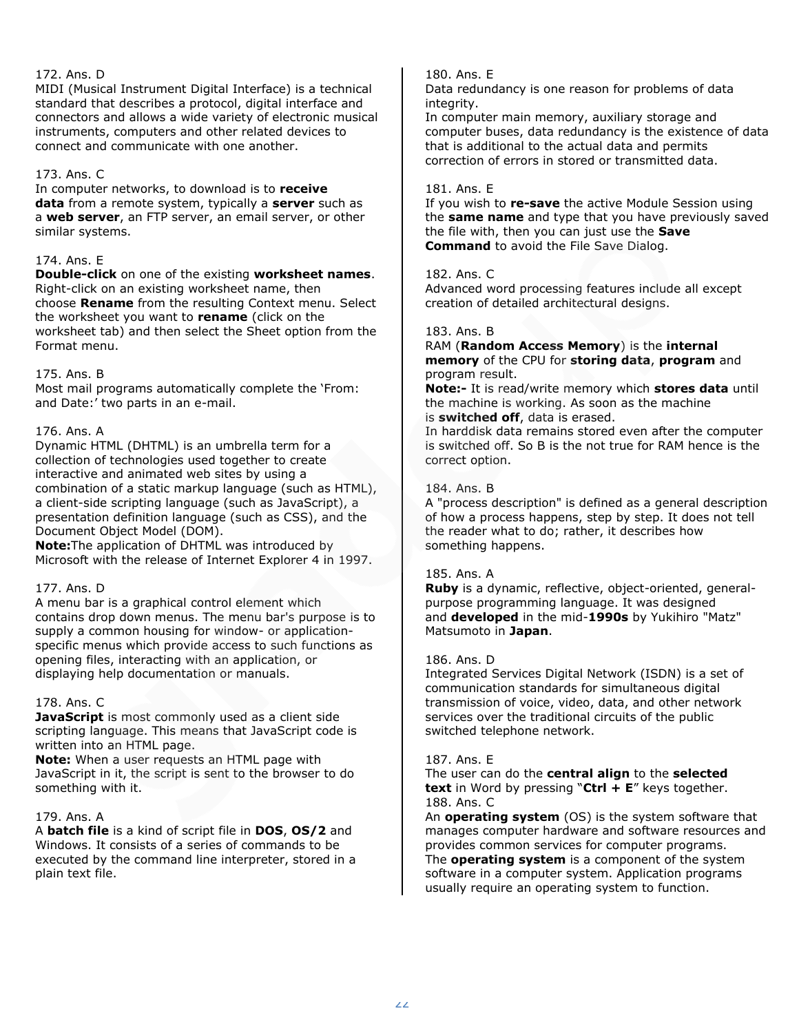172. Ans. D
MIDI (Musical Instrument Digital Interface) is a technical standard that describes a protocol, digital interface and connectors and allows a wide variety of electronic musical instruments, computers and other related devices to connect and communicate with one another.

173. Ans. C
In computer networks, to download is to **receive data** from a remote system, typically a **server** such as a **web server**, an FTP server, an email server, or other similar systems.

174. Ans. E
**Double-click** on one of the existing **worksheet names**. Right-click on an existing worksheet name, then choose **Rename** from the resulting Context menu. Select the worksheet you want to **rename** (click on the worksheet tab) and then select the Sheet option from the Format menu.

175. Ans. B
Most mail programs automatically complete the 'From: and Date:' two parts in an e-mail.

176. Ans. A
Dynamic HTML (DHTML) is an umbrella term for a collection of technologies used together to create interactive and animated web sites by using a combination of a static markup language (such as HTML), a client-side scripting language (such as JavaScript), a presentation definition language (such as CSS), and the Document Object Model (DOM).
**Note:**The application of DHTML was introduced by Microsoft with the release of Internet Explorer 4 in 1997.

177. Ans. D
A menu bar is a graphical control element which contains drop down menus. The menu bar's purpose is to supply a common housing for window- or application-specific menus which provide access to such functions as opening files, interacting with an application, or displaying help documentation or manuals.

178. Ans. C
**JavaScript** is most commonly used as a client side scripting language. This means that JavaScript code is written into an HTML page.
**Note:** When a user requests an HTML page with JavaScript in it, the script is sent to the browser to do something with it.

179. Ans. A
A **batch file** is a kind of script file in **DOS**, **OS/2** and Windows. It consists of a series of commands to be executed by the command line interpreter, stored in a plain text file.

180. Ans. E
Data redundancy is one reason for problems of data integrity.
In computer main memory, auxiliary storage and computer buses, data redundancy is the existence of data that is additional to the actual data and permits correction of errors in stored or transmitted data.

181. Ans. E
If you wish to **re-save** the active Module Session using the **same name** and type that you have previously saved the file with, then you can just use the **Save Command** to avoid the File Save Dialog.

182. Ans. C
Advanced word processing features include all except creation of detailed architectural designs.

183. Ans. B
RAM (**Random Access Memory**) is the **internal memory** of the CPU for **storing data**, **program** and program result.
**Note:-** It is read/write memory which **stores data** until the machine is working. As soon as the machine is **switched off**, data is erased.
In harddisk data remains stored even after the computer is switched off. So B is the not true for RAM hence is the correct option.

184. Ans. B
A "process description" is defined as a general description of how a process happens, step by step. It does not tell the reader what to do; rather, it describes how something happens.

185. Ans. A
**Ruby** is a dynamic, reflective, object-oriented, general-purpose programming language. It was designed and **developed** in the mid-**1990s** by Yukihiro "Matz" Matsumoto in **Japan**.

186. Ans. D
Integrated Services Digital Network (ISDN) is a set of communication standards for simultaneous digital transmission of voice, video, data, and other network services over the traditional circuits of the public switched telephone network.

187. Ans. E
The user can do the **central align** to the **selected text** in Word by pressing "**Ctrl + E**" keys together.

188. Ans. C
An **operating system** (OS) is the system software that manages computer hardware and software resources and provides common services for computer programs.
The **operating system** is a component of the system software in a computer system. Application programs usually require an operating system to function.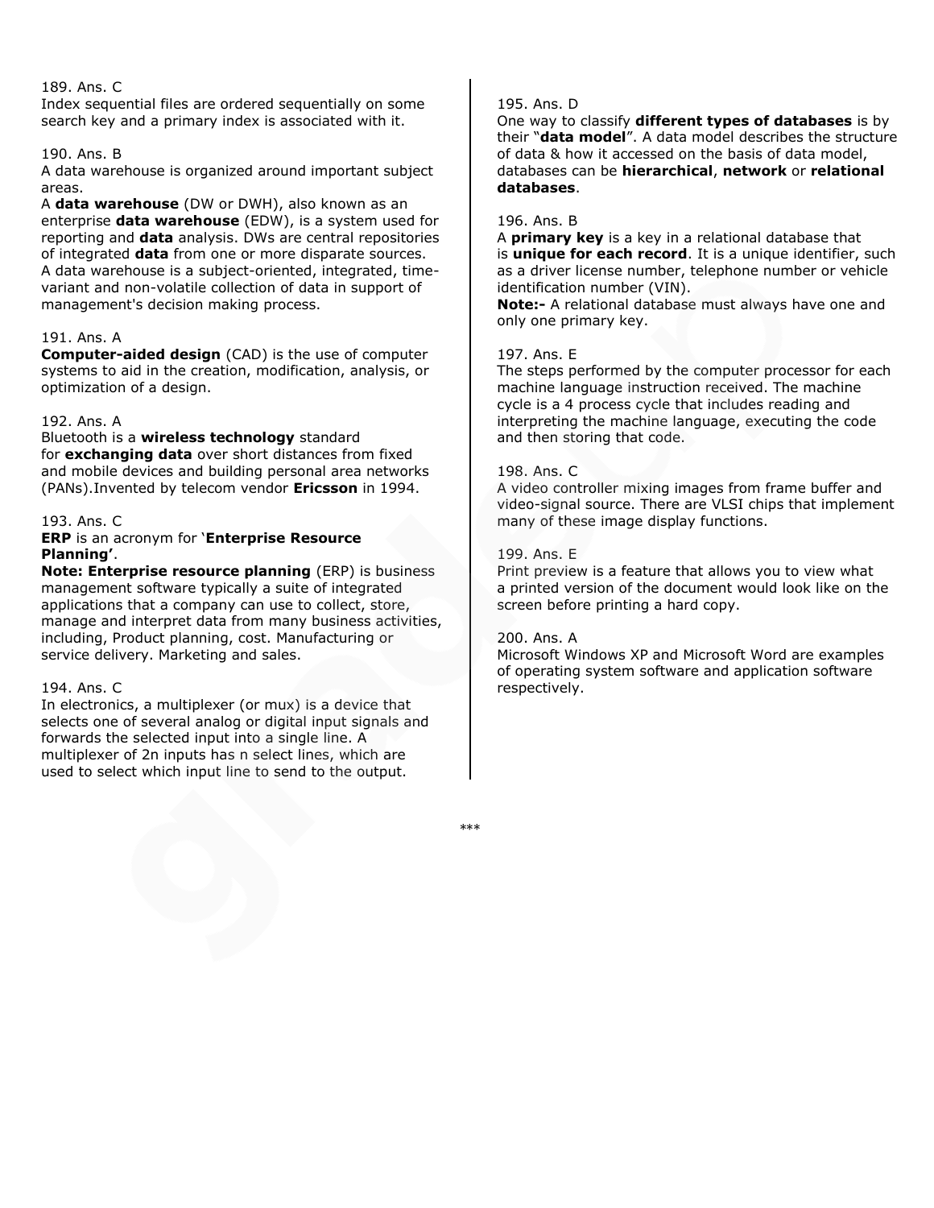189. Ans. C
Index sequential files are ordered sequentially on some search key and a primary index is associated with it.

190. Ans. B
A data warehouse is organized around important subject areas.
A **data warehouse** (DW or DWH), also known as an enterprise **data warehouse** (EDW), is a system used for reporting and **data** analysis. DWs are central repositories of integrated **data** from one or more disparate sources. A data warehouse is a subject-oriented, integrated, time-variant and non-volatile collection of data in support of management's decision making process.

191. Ans. A
**Computer-aided design** (CAD) is the use of computer systems to aid in the creation, modification, analysis, or optimization of a design.

192. Ans. A
Bluetooth is a **wireless technology** standard for **exchanging data** over short distances from fixed and mobile devices and building personal area networks (PANs).Invented by telecom vendor **Ericsson** in 1994.

193. Ans. C
**ERP** is an acronym for '**Enterprise Resource Planning'**.
**Note: Enterprise resource planning** (ERP) is business management software typically a suite of integrated applications that a company can use to collect, store, manage and interpret data from many business activities, including, Product planning, cost. Manufacturing or service delivery. Marketing and sales.

194. Ans. C
In electronics, a multiplexer (or mux) is a device that selects one of several analog or digital input signals and forwards the selected input into a single line. A multiplexer of 2n inputs has n select lines, which are used to select which input line to send to the output.

195. Ans. D
One way to classify **different types of databases** is by their "**data model**". A data model describes the structure of data & how it accessed on the basis of data model, databases can be **hierarchical**, **network** or **relational databases**.

196. Ans. B
A **primary key** is a key in a relational database that is **unique for each record**. It is a unique identifier, such as a driver license number, telephone number or vehicle identification number (VIN).
**Note:-** A relational database must always have one and only one primary key.

197. Ans. E
The steps performed by the computer processor for each machine language instruction received. The machine cycle is a 4 process cycle that includes reading and interpreting the machine language, executing the code and then storing that code.

198. Ans. C
A video controller mixing images from frame buffer and video-signal source. There are VLSI chips that implement many of these image display functions.

199. Ans. E
Print preview is a feature that allows you to view what a printed version of the document would look like on the screen before printing a hard copy.

200. Ans. A
Microsoft Windows XP and Microsoft Word are examples of operating system software and application software respectively.

***